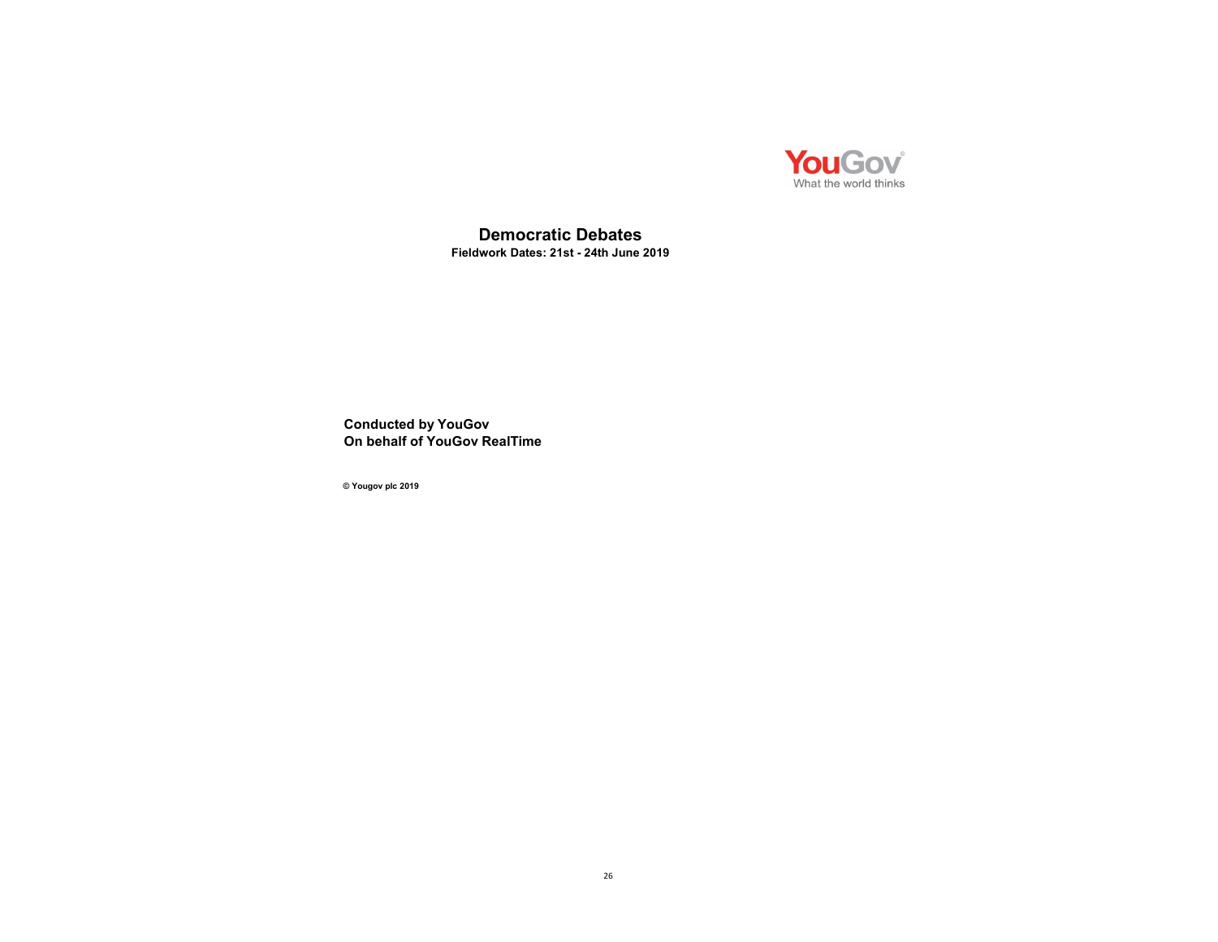YouGov
What the world thinks

# Democratic Debates

**Fieldwork Dates: 21st - 24th June 2019**

**Conducted by YouGov**
**On behalf of YouGov RealTime**

**© Yougov plc 2019**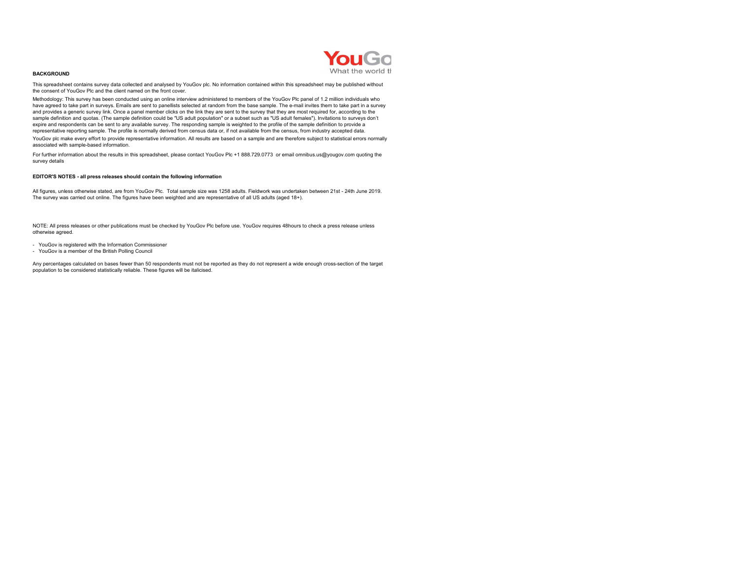**BACKGROUND**

This spreadsheet contains survey data collected and analysed by YouGov plc. No information contained within this spreadsheet may be published without the consent of YouGov Plc and the client named on the front cover.

Methodology: This survey has been conducted using an online interview administered to members of the YouGov Plc panel of 1.2 million individuals who have agreed to take part in surveys. Emails are sent to panellists selected at random from the base sample. The e-mail invites them to take part in a survey and provides a generic survey link. Once a panel member clicks on the link they are sent to the survey that they are most required for, according to the sample definition and quotas. (The sample definition could be "US adult population" or a subset such as "US adult females"). Invitations to surveys don't expire and respondents can be sent to any available survey. The responding sample is weighted to the profile of the sample definition to provide a representative reporting sample. The profile is normally derived from census data or, if not available from the census, from industry accepted data.

YouGov plc make every effort to provide representative information. All results are based on a sample and are therefore subject to statistical errors normally associated with sample-based information.

For further information about the results in this spreadsheet, please contact YouGov Plc +1 888.729.0773 or email omnibus.us@yougov.com quoting the survey details

**EDITOR'S NOTES - all press releases should contain the following information**

All figures, unless otherwise stated, are from YouGov Plc. Total sample size was 1258 adults. Fieldwork was undertaken between 21st - 24th June 2019. The survey was carried out online. The figures have been weighted and are representative of all US adults (aged 18+).

NOTE: All press releases or other publications must be checked by YouGov Plc before use. YouGov requires 48hours to check a press release unless otherwise agreed.

- YouGov is registered with the Information Commissioner
- YouGov is a member of the British Polling Council

Any percentages calculated on bases fewer than 50 respondents must not be reported as they do not represent a wide enough cross-section of the target population to be considered statistically reliable. These figures will be italicised.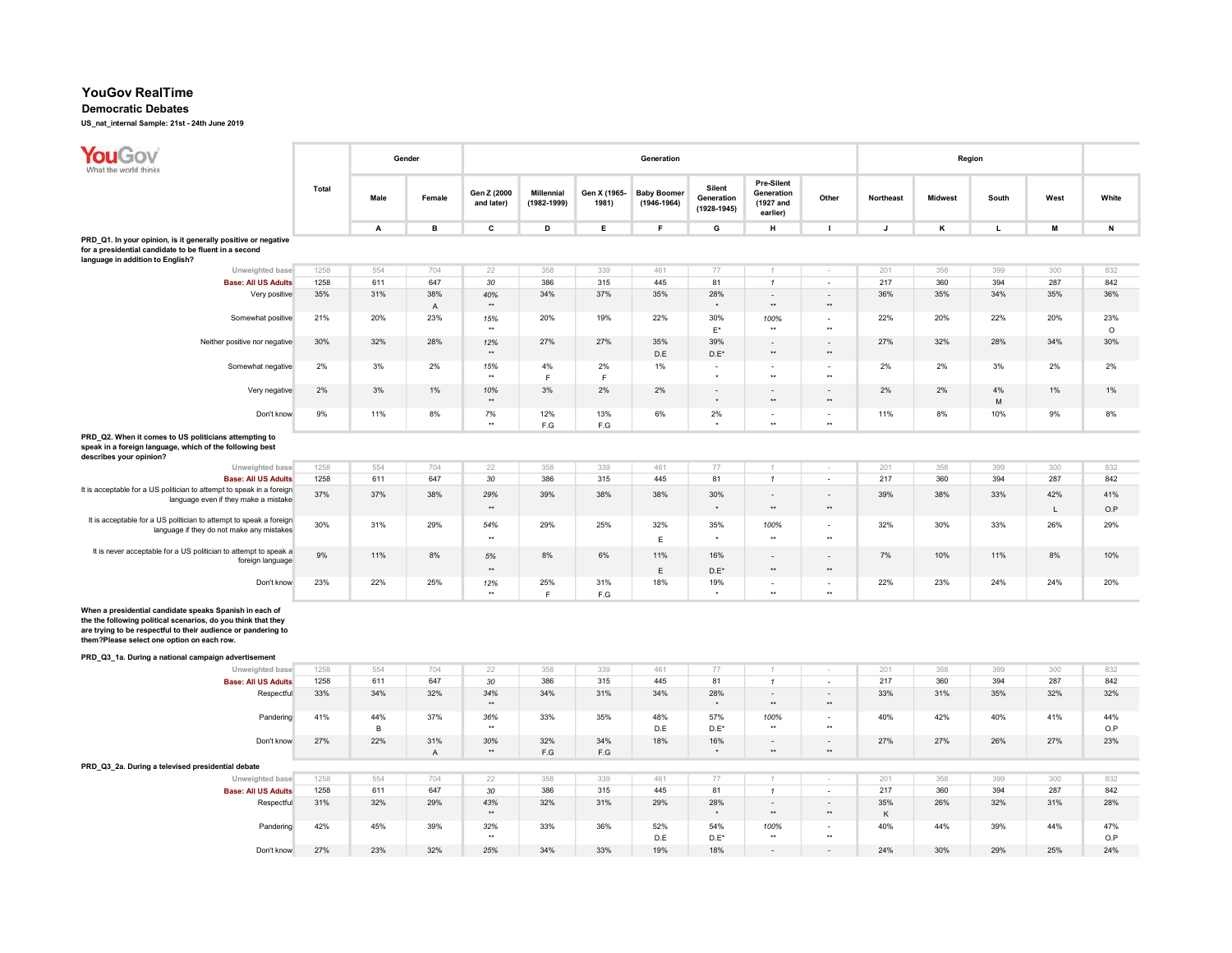# YouGov RealTime

## Democratic Debates

**US_nat_internal Sample: 21st - 24th June 2019**

| | Total | Gender | | Generation | | | | | | | Region | | | | |
|---|---|---|---|---|---|---|---|---|---|---|---|---|---|---|---|
| | | Male | Female | Gen Z (2000 and later) | Millennial (1982-1999) | Gen X (1965-1981) | Baby Boomer (1946-1964) | Silent Generation (1928-1945) | Pre-Silent Generation (1927 and earlier) | Other | Northeast | Midwest | South | West | White |
| | | A | B | C | D | E | F | G | H | I | J | K | L | M | N |
| **PRD_Q1. In your opinion, is it generally positive or negative for a presidential candidate to be fluent in a second language in addition to English?** | | | | | | | | | | | | | | | |
| Unweighted base | 1258 | 554 | 704 | 22 | 358 | 339 | 461 | 77 | 1 | - | 201 | 358 | 399 | 300 | 832 |
| Base: All US Adults | 1258 | 611 | 647 | 30 | 386 | 315 | 445 | 81 | 1 | - | 217 | 360 | 394 | 287 | 842 |
| Very positive | 35% | 31% | 38% A | 40% ** | 34% | 37% | 35% | 28% * | - ** | - ** | 36% | 35% | 34% | 35% | 36% |
| Somewhat positive | 21% | 20% | 23% | 15% ** | 20% | 19% | 22% | 30% E* | 100% ** | - ** | 22% | 20% | 22% | 20% | 23% O |
| Neither positive nor negative | 30% | 32% | 28% | 12% ** | 27% | 27% | 35% D.E | 39% D.E* | - ** | - ** | 27% | 32% | 28% | 34% | 30% |
| Somewhat negative | 2% | 3% | 2% | 15% ** | 4% F | 2% F | 1% | - * | - ** | - ** | 2% | 2% | 3% | 2% | 2% |
| Very negative | 2% | 3% | 1% | 10% ** | 3% | 2% | 2% | - * | - ** | - ** | 2% | 2% | 4% M | 1% | 1% |
| Don't know | 9% | 11% | 8% | 7% ** | 12% F.G | 13% F.G | 6% | 2% * | - ** | - ** | 11% | 8% | 10% | 9% | 8% |
| **PRD_Q2. When it comes to US politicians attempting to speak in a foreign language, which of the following best describes your opinion?** | | | | | | | | | | | | | | | |
| Unweighted base | 1258 | 554 | 704 | 22 | 358 | 339 | 461 | 77 | 1 | - | 201 | 358 | 399 | 300 | 832 |
| Base: All US Adults | 1258 | 611 | 647 | 30 | 386 | 315 | 445 | 81 | 1 | - | 217 | 360 | 394 | 287 | 842 |
| It is acceptable for a US politician to attempt to speak in a foreign language even if they make a mistake | 37% | 37% | 38% | 29% ** | 39% | 38% | 38% | 30% * | - ** | - ** | 39% | 38% | 33% | 42% L | 41% O.P |
| It is acceptable for a US politician to attempt to speak a foreign language if they do not make any mistakes | 30% | 31% | 29% | 54% ** | 29% | 25% | 32% E | 35% * | 100% ** | - ** | 32% | 30% | 33% | 26% | 29% |
| It is never acceptable for a US politician to attempt to speak a foreign language | 9% | 11% | 8% | 5% ** | 8% | 6% | 11% E | 16% D.E* | - ** | - ** | 7% | 10% | 11% | 8% | 10% |
| Don't know | 23% | 22% | 25% | 12% ** | 25% F | 31% F.G | 18% | 19% * | - ** | - ** | 22% | 23% | 24% | 24% | 20% |
| **When a presidential candidate speaks Spanish in each of the the following political scenarios, do you think that they are trying to be respectful to their audience or pandering to them?Please select one option on each row.** | | | | | | | | | | | | | | | |
| **PRD_Q3_1a. During a national campaign advertisement** | | | | | | | | | | | | | | | |
| Unweighted base | 1258 | 554 | 704 | 22 | 358 | 339 | 461 | 77 | 1 | - | 201 | 358 | 399 | 300 | 832 |
| Base: All US Adults | 1258 | 611 | 647 | 30 | 386 | 315 | 445 | 81 | 1 | - | 217 | 360 | 394 | 287 | 842 |
| Respectful | 33% | 34% | 32% | 34% ** | 34% | 31% | 34% | 28% * | - ** | - ** | 33% | 31% | 35% | 32% | 32% |
| Pandering | 41% | 44% B | 37% | 36% ** | 33% | 35% | 48% D.E | 57% D.E* | 100% ** | - ** | 40% | 42% | 40% | 41% | 44% O.P |
| Don't know | 27% | 22% | 31% A | 30% ** | 32% F.G | 34% F.G | 18% | 16% * | - ** | - ** | 27% | 27% | 26% | 27% | 23% |
| **PRD_Q3_2a. During a televised presidential debate** | | | | | | | | | | | | | | | |
| Unweighted base | 1258 | 554 | 704 | 22 | 358 | 339 | 461 | 77 | 1 | - | 201 | 358 | 399 | 300 | 832 |
| Base: All US Adults | 1258 | 611 | 647 | 30 | 386 | 315 | 445 | 81 | 1 | - | 217 | 360 | 394 | 287 | 842 |
| Respectful | 31% | 32% | 29% | 43% ** | 32% | 31% | 29% | 28% * | - ** | - ** | 35% K | 26% | 32% | 31% | 28% |
| Pandering | 42% | 45% | 39% | 32% ** | 33% | 36% | 52% D.E | 54% D.E* | 100% ** | - ** | 40% | 44% | 39% | 44% | 47% O.P |
| Don't know | 27% | 23% | 32% | 25% | 34% | 33% | 19% | 18% | - | - | 24% | 30% | 29% | 25% | 24% |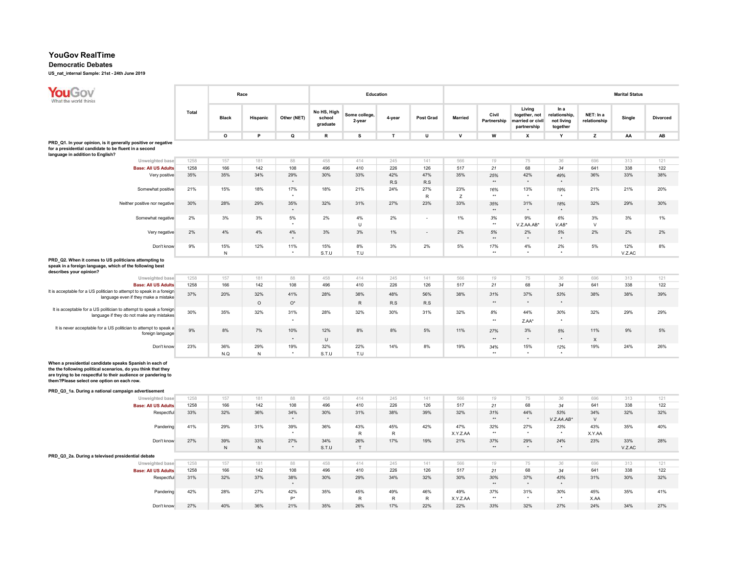# YouGov RealTime

## Democratic Debates

**US_nat_internal Sample: 21st - 24th June 2019**

| | Total | Race | | | Education | | | | Marital Status | | | | | | |
|---|---|---|---|---|---|---|---|---|---|---|---|---|---|---|---|
| | | Black | Hispanic | Other (NET) | No HS, High school graduate | Some college, 2-year | 4-year | Post Grad | Married | Civil Partnership | Living together, not married or civil partnership | In a relationship, not living together | NET: In a relationship | Single | Divorced |
| | | O | P | Q | R | S | T | U | V | W | X | Y | Z | AA | AB |
| **PRD_Q1. In your opinion, is it generally positive or negative for a presidential candidate to be fluent in a second language in addition to English?** | | | | | | | | | | | | | | | |
| Unweighted base | 1258 | 157 | 181 | 88 | 458 | 414 | 245 | 141 | 566 | 19 | 75 | 36 | 696 | 313 | 121 |
| Base: All US Adults | 1258 | 166 | 142 | 108 | 496 | 410 | 226 | 126 | 517 | 21 | 68 | 34 | 641 | 338 | 122 |
| Very positive | 35% | 35% | 34% | 29% * | 30% | 33% | 42% R.S | 47% R.S | 35% | 25% ** | 42% * | 49% * | 36% | 33% | 38% |
| Somewhat positive | 21% | 15% | 18% | 17% * | 18% | 21% | 24% | 27% R | 23% Z | 16% ** | 13% * | 19% * | 21% | 21% | 20% |
| Neither positive nor negative | 30% | 28% | 29% | 35% * | 32% | 31% | 27% | 23% | 33% | 35% ** | 31% * | 18% * | 32% | 29% | 30% |
| Somewhat negative | 2% | 3% | 3% | 5% * | 2% | 4% U | 2% | - | 1% | 3% ** | 9% V.Z.AA.AB* | 6% V.AB* | 3% V | 3% | 1% |
| Very negative | 2% | 4% | 4% | 4% * | 3% | 3% | 1% | - | 2% | 5% ** | 2% * | 5% * | 2% | 2% | 2% |
| Don't know | 9% | 15% N | 12% | 11% * | 15% S.T.U | 8% T.U | 3% | 2% | 5% | 17% ** | 4% * | 2% * | 5% | 12% V.Z.AC | 8% |
| **PRD_Q2. When it comes to US politicians attempting to speak in a foreign language, which of the following best describes your opinion?** | | | | | | | | | | | | | | | |
| Unweighted base | 1258 | 157 | 181 | 88 | 458 | 414 | 245 | 141 | 566 | 19 | 75 | 36 | 696 | 313 | 121 |
| Base: All US Adults | 1258 | 166 | 142 | 108 | 496 | 410 | 226 | 126 | 517 | 21 | 68 | 34 | 641 | 338 | 122 |
| It is acceptable for a US politician to attempt to speak in a foreign language even if they make a mistake | 37% | 20% | 32% O | 41% O* | 28% | 38% R | 48% R.S | 56% R.S | 38% | 31% ** | 37% * | 53% * | 38% | 38% | 39% |
| It is acceptable for a US politician to attempt to speak a foreign language if they do not make any mistakes | 30% | 35% | 32% | 31% * | 28% | 32% | 30% | 31% | 32% | 8% ** | 44% Z.AA* | 30% * | 32% | 29% | 29% |
| It is never acceptable for a US politician to attempt to speak a foreign language | 9% | 8% | 7% | 10% * | 12% U | 8% | 8% | 5% | 11% | 27% ** | 3% * | 5% * | 11% X | 9% | 5% |
| Don't know | 23% | 36% N.Q | 29% N | 19% * | 32% S.T.U | 22% T.U | 14% | 8% | 19% | 34% ** | 15% * | 12% * | 19% | 24% | 26% |
| **When a presidential candidate speaks Spanish in each of the the following political scenarios, do you think that they are trying to be respectful to their audience or pandering to them?Please select one option on each row.** | | | | | | | | | | | | | | | |
| **PRD_Q3_1a. During a national campaign advertisement** | | | | | | | | | | | | | | | |
| Unweighted base | 1258 | 157 | 181 | 88 | 458 | 414 | 245 | 141 | 566 | 19 | 75 | 36 | 696 | 313 | 121 |
| Base: All US Adults | 1258 | 166 | 142 | 108 | 496 | 410 | 226 | 126 | 517 | 21 | 68 | 34 | 641 | 338 | 122 |
| Respectful | 33% | 32% | 36% | 34% * | 30% | 31% | 38% | 39% | 32% | 31% ** | 44% * | 53% V.Z.AA.AB* | 34% V | 32% | 32% |
| Pandering | 41% | 29% | 31% | 39% * | 36% | 43% R | 45% R | 42% | 47% X.Y.Z.AA | 32% ** | 27% * | 23% * | 43% X.Y.AA | 35% | 40% |
| Don't know | 27% | 39% N | 33% N | 27% * | 34% S.T.U | 26% T | 17% | 19% | 21% | 37% ** | 29% * | 24% * | 23% | 33% V.Z.AC | 28% |
| **PRD_Q3_2a. During a televised presidential debate** | | | | | | | | | | | | | | | |
| Unweighted base | 1258 | 157 | 181 | 88 | 458 | 414 | 245 | 141 | 566 | 19 | 75 | 36 | 696 | 313 | 121 |
| Base: All US Adults | 1258 | 166 | 142 | 108 | 496 | 410 | 226 | 126 | 517 | 21 | 68 | 34 | 641 | 338 | 122 |
| Respectful | 31% | 32% | 37% | 38% * | 30% | 29% | 34% | 32% | 30% | 30% ** | 37% * | 43% * | 31% | 30% | 32% |
| Pandering | 42% | 28% | 27% | 42% P* | 35% | 45% R | 49% R | 46% R | 49% X.Y.Z.AA | 37% ** | 31% * | 30% * | 45% X.AA | 35% | 41% |
| Don't know | 27% | 40% | 36% | 21% | 35% | 26% | 17% | 22% | 22% | 33% | 32% | 27% | 24% | 34% | 27% |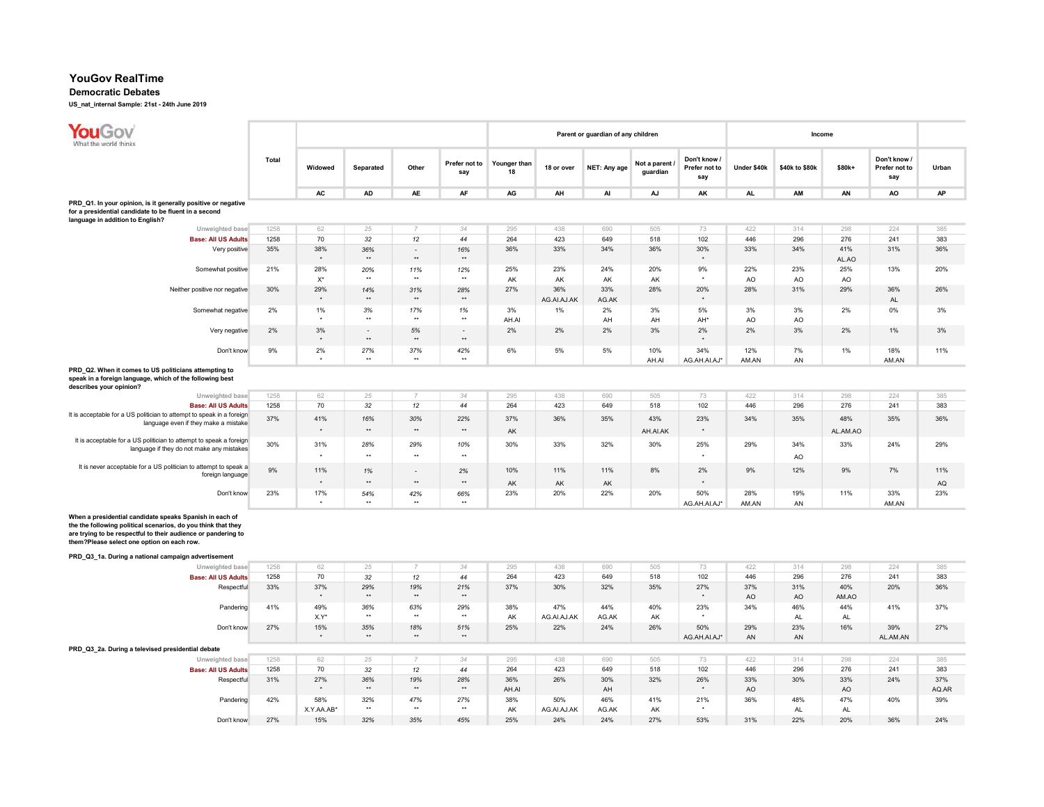# YouGov RealTime

## Democratic Debates

**US_nat_internal Sample: 21st - 24th June 2019**

| | Total | Widowed | Separated | Other | Prefer not to say | Parent or guardian of any children: Younger than 18 | 18 or over | NET: Any age | Not a parent / guardian | Don't know / Prefer not to say | Income: Under $40k | $40k to $80k | $80k+ | Don't know / Prefer not to say | Urban |
|---|---|---|---|---|---|---|---|---|---|---|---|---|---|---|---|
| | | AC | AD | AE | AF | AG | AH | AI | AJ | AK | AL | AM | AN | AO | AP |
| **PRD_Q1. In your opinion, is it generally positive or negative for a presidential candidate to be fluent in a second language in addition to English?** | | | | | | | | | | | | | | | |
| Unweighted base | 1258 | 62 | 25 | 7 | 34 | 295 | 438 | 690 | 505 | 73 | 422 | 314 | 298 | 224 | 385 |
| Base: All US Adults | 1258 | 70 | 32 | 12 | 44 | 264 | 423 | 649 | 518 | 102 | 446 | 296 | 276 | 241 | 383 |
| Very positive | 35% | 38% * | 36% ** | - ** | 16% ** | 36% | 33% | 34% | 36% | 30% * | 33% | 34% | 41% AL.AO | 31% | 36% |
| Somewhat positive | 21% | 28% X* | 20% ** | 11% ** | 12% ** | 25% AK | 23% AK | 24% AK | 20% AK | 9% * | 22% AO | 23% AO | 25% AO | 13% | 20% |
| Neither positive nor negative | 30% | 29% * | 14% ** | 31% ** | 28% ** | 27% | 36% AG.AI.AJ.AK | 33% AG.AK | 28% | 20% * | 28% | 31% | 29% | 36% AL | 26% |
| Somewhat negative | 2% | 1% * | 3% ** | 17% ** | 1% ** | 3% AH.AI | 1% | 2% AH | 3% AH | 5% AH* | 3% AO | 3% AO | 2% | 0% | 3% |
| Very negative | 2% | 3% * | - ** | 5% ** | - ** | 2% | 2% | 2% | 3% | 2% * | 2% | 3% | 2% | 1% | 3% |
| Don't know | 9% | 2% * | 27% ** | 37% ** | 42% ** | 6% | 5% | 5% | 10% AH.AI | 34% AG.AH.AI.AJ* | 12% AM.AN | 7% AN | 1% | 18% AM.AN | 11% |
| **PRD_Q2. When it comes to US politicians attempting to speak in a foreign language, which of the following best describes your opinion?** | | | | | | | | | | | | | | | |
| Unweighted base | 1258 | 62 | 25 | 7 | 34 | 295 | 438 | 690 | 505 | 73 | 422 | 314 | 298 | 224 | 385 |
| Base: All US Adults | 1258 | 70 | 32 | 12 | 44 | 264 | 423 | 649 | 518 | 102 | 446 | 296 | 276 | 241 | 383 |
| It is acceptable for a US politician to attempt to speak in a foreign language even if they make a mistake | 37% | 41% * | 16% ** | 30% ** | 22% ** | 37% AK | 36% | 35% | 43% AH.AI.AK | 23% * | 34% | 35% | 48% AL.AM.AO | 35% | 36% |
| It is acceptable for a US politician to attempt to speak a foreign language if they do not make any mistakes | 30% | 31% * | 28% ** | 29% ** | 10% ** | 30% | 33% | 32% | 30% | 25% * | 29% | 34% AO | 33% | 24% | 29% |
| It is never acceptable for a US politician to attempt to speak a foreign language | 9% | 11% * | 1% ** | - ** | 2% ** | 10% AK | 11% AK | 11% AK | 8% | 2% * | 9% | 12% | 9% | 7% | 11% AQ |
| Don't know | 23% | 17% * | 54% ** | 42% ** | 66% ** | 23% | 20% | 22% | 20% | 50% AG.AH.AI.AJ* | 28% AM.AN | 19% AN | 11% | 33% AM.AN | 23% |
| **When a presidential candidate speaks Spanish in each of the the following political scenarios, do you think that they are trying to be respectful to their audience or pandering to them?Please select one option on each row.** | | | | | | | | | | | | | | | |
| **PRD_Q3_1a. During a national campaign advertisement** | | | | | | | | | | | | | | | |
| Unweighted base | 1258 | 62 | 25 | 7 | 34 | 295 | 438 | 690 | 505 | 73 | 422 | 314 | 298 | 224 | 385 |
| Base: All US Adults | 1258 | 70 | 32 | 12 | 44 | 264 | 423 | 649 | 518 | 102 | 446 | 296 | 276 | 241 | 383 |
| Respectful | 33% | 37% * | 29% ** | 19% ** | 21% ** | 37% | 30% | 32% | 35% | 27% * | 37% AO | 31% AO | 40% AM.AO | 20% | 36% |
| Pandering | 41% | 49% X.Y* | 36% ** | 63% ** | 29% ** | 38% AK | 47% AG.AI.AJ.AK | 44% AG.AK | 40% AK | 23% * | 34% | 46% AL | 44% AL | 41% | 37% |
| Don't know | 27% | 15% * | 35% ** | 18% ** | 51% ** | 25% | 22% | 24% | 26% | 50% AG.AH.AI.AJ* | 29% AN | 23% AN | 16% | 39% AL.AM.AN | 27% |
| **PRD_Q3_2a. During a televised presidential debate** | | | | | | | | | | | | | | | |
| Unweighted base | 1258 | 62 | 25 | 7 | 34 | 295 | 438 | 690 | 505 | 73 | 422 | 314 | 298 | 224 | 385 |
| Base: All US Adults | 1258 | 70 | 32 | 12 | 44 | 264 | 423 | 649 | 518 | 102 | 446 | 296 | 276 | 241 | 383 |
| Respectful | 31% | 27% * | 36% ** | 19% ** | 28% ** | 36% AH.AI | 26% | 30% AH | 32% | 26% * | 33% AO | 30% | 33% AO | 24% | 37% AQ.AR |
| Pandering | 42% | 58% X.Y.AA.AB* | 32% ** | 47% ** | 27% ** | 38% AK | 50% AG.AI.AJ.AK | 46% AG.AK | 41% AK | 21% * | 36% | 48% AL | 47% AL | 40% | 39% |
| Don't know | 27% | 15% | 32% | 35% | 45% | 25% | 24% | 24% | 27% | 53% | 31% | 22% | 20% | 36% | 24% |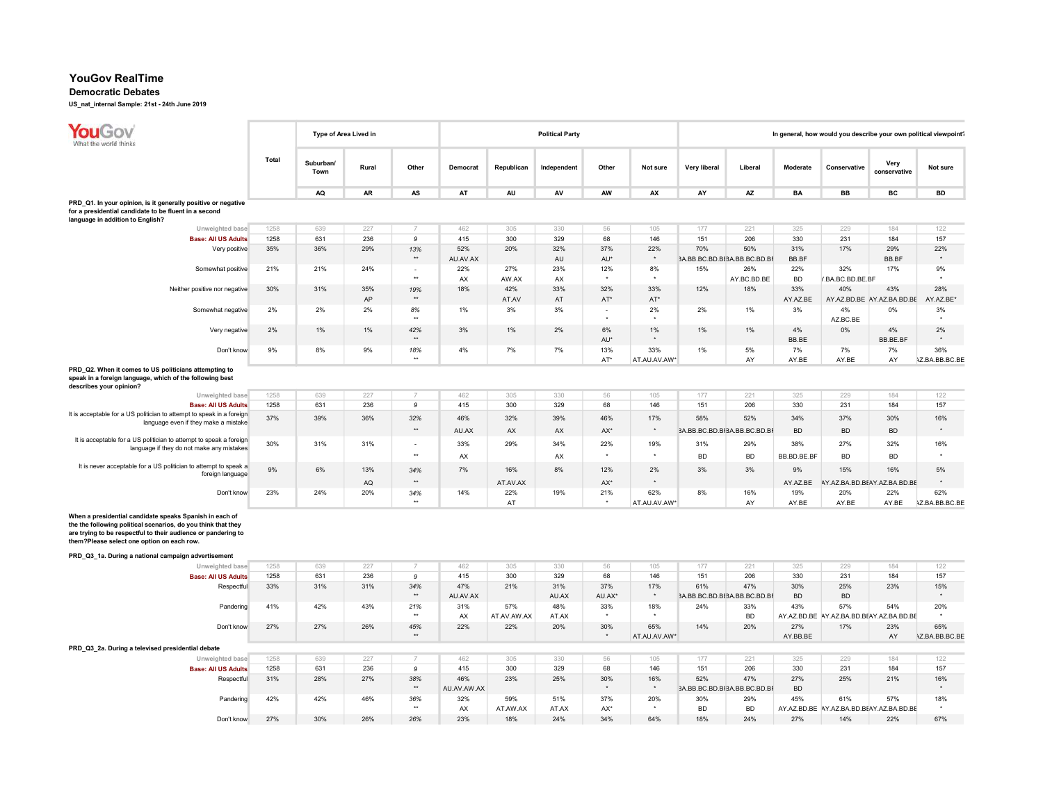# YouGov RealTime

## Democratic Debates

**US_nat_internal Sample: 21st - 24th June 2019**

| | Total | Type of Area Lived in | | | Political Party | | | | | In general, how would you describe your own political viewpoint? | | | | | |
|---|---|---|---|---|---|---|---|---|---|---|---|---|---|---|---|
| | | Suburban/ Town | Rural | Other | Democrat | Republican | Independent | Other | Not sure | Very liberal | Liberal | Moderate | Conservative | Very conservative | Not sure |
| | | AQ | AR | AS | AT | AU | AV | AW | AX | AY | AZ | BA | BB | BC | BD |
| **PRD_Q1. In your opinion, is it generally positive or negative for a presidential candidate to be fluent in a second language in addition to English?** | | | | | | | | | | | | | | | |
| Unweighted base | 1258 | 639 | 227 | 7 | 462 | 305 | 330 | 56 | 105 | 177 | 221 | 325 | 229 | 184 | 122 |
| **Base: All US Adults** | 1258 | 631 | 236 | 9 | 415 | 300 | 329 | 68 | 146 | 151 | 206 | 330 | 231 | 184 | 157 |
| Very positive | 35% | 36% | 29% | 13% | 52% | 20% | 32% | 37% | 22% | 70% | 50% | 31% | 17% | 29% | 22% |
| | | | | ** | AU.AV.AX | | AU | AU* | * | BA.BB.BC.BD.BE | BA.BB.BC.BD.BF | BB.BF | | BB.BF | * |
| Somewhat positive | 21% | 21% | 24% | - | 22% | 27% | 23% | 12% | 8% | 15% | 26% | 22% | 32% | 17% | 9% |
| | | | | ** | AX | AW.AX | AX | * | * | | AY.BC.BD.BE | BD | AY.BA.BC.BD.BE.BF | | * |
| Neither positive nor negative | 30% | 31% | 35% | 19% | 18% | 42% | 33% | 32% | 33% | 12% | 18% | 33% | 40% | 43% | 28% |
| | | | AP | ** | | AT.AV | AT | AT* | AT* | | | AY.AZ.BE | AY.AZ.BD.BE | AY.AZ.BA.BD.BE | AY.AZ.BE* |
| Somewhat negative | 2% | 2% | 2% | 8% | 1% | 3% | 3% | - | 2% | 2% | 1% | 3% | 4% | 0% | 3% |
| | | | | ** | | | | * | * | | | | AZ.BC.BE | | * |
| Very negative | 2% | 1% | 1% | 42% | 3% | 1% | 2% | 6% | 1% | 1% | 1% | 4% | 0% | 4% | 2% |
| | | | | ** | | | | AU* | * | | | BB.BE | | BB.BE.BF | * |
| Don't know | 9% | 8% | 9% | 18% | 4% | 7% | 7% | 13% | 33% | 1% | 5% | 7% | 7% | 7% | 36% |
| | | | | ** | | | | AT* | AT.AU.AV.AW* | | AY | AY.BE | AY.BE | AY | AZ.BA.BB.BC.BE |
| **PRD_Q2. When it comes to US politicians attempting to speak in a foreign language, which of the following best describes your opinion?** | | | | | | | | | | | | | | | |
| Unweighted base | 1258 | 639 | 227 | 7 | 462 | 305 | 330 | 56 | 105 | 177 | 221 | 325 | 229 | 184 | 122 |
| **Base: All US Adults** | 1258 | 631 | 236 | 9 | 415 | 300 | 329 | 68 | 146 | 151 | 206 | 330 | 231 | 184 | 157 |
| It is acceptable for a US politician to attempt to speak in a foreign language even if they make a mistake | 37% | 39% | 36% | 32% | 46% | 32% | 39% | 46% | 17% | 58% | 52% | 34% | 37% | 30% | 16% |
| | | | | ** | AU.AX | AX | AX | AX* | * | BA.BB.BC.BD.BE | BA.BB.BC.BD.BF | BD | BD | BD | * |
| It is acceptable for a US politician to attempt to speak a foreign language if they do not make any mistakes | 30% | 31% | 31% | - | 33% | 29% | 34% | 22% | 19% | 31% | 29% | 38% | 27% | 32% | 16% |
| | | | | ** | AX | | AX | * | * | BD | BD | BB.BD.BE.BF | BD | BD | * |
| It is never acceptable for a US politician to attempt to speak a foreign language | 9% | 6% | 13% | 34% | 7% | 16% | 8% | 12% | 2% | 3% | 3% | 9% | 15% | 16% | 5% |
| | | | AQ | ** | | AT.AV.AX | | AX* | * | | | AY.AZ.BE | AY.AZ.BA.BD.BE | AY.AZ.BA.BD.BE | * |
| Don't know | 23% | 24% | 20% | 34% | 14% | 22% | 19% | 21% | 62% | 8% | 16% | 19% | 20% | 22% | 62% |
| | | | | ** | | AT | | * | AT.AU.AV.AW* | | AY | AY.BE | AY.BE | AY.BE | AZ.BA.BB.BC.BE |
| **When a presidential candidate speaks Spanish in each of the the following political scenarios, do you think that they are trying to be respectful to their audience or pandering to them?Please select one option on each row.** | | | | | | | | | | | | | | | |
| **PRD_Q3_1a. During a national campaign advertisement** | | | | | | | | | | | | | | | |
| Unweighted base | 1258 | 639 | 227 | 7 | 462 | 305 | 330 | 56 | 105 | 177 | 221 | 325 | 229 | 184 | 122 |
| **Base: All US Adults** | 1258 | 631 | 236 | 9 | 415 | 300 | 329 | 68 | 146 | 151 | 206 | 330 | 231 | 184 | 157 |
| Respectful | 33% | 31% | 31% | 34% | 47% | 21% | 31% | 37% | 17% | 61% | 47% | 30% | 25% | 23% | 15% |
| | | | | ** | AU.AV.AX | | AU.AX | AU.AX* | * | BA.BB.BC.BD.BE | BA.BB.BC.BD.BF | BD | BD | | * |
| Pandering | 41% | 42% | 43% | 21% | 31% | 57% | 48% | 33% | 18% | 24% | 33% | 43% | 57% | 54% | 20% |
| | | | | ** | AX | AT.AV.AW.AX | AT.AX | * | * | | BD | AY.AZ.BD.BE | AY.AZ.BA.BD.BE | AY.AZ.BA.BD.BE | * |
| Don't know | 27% | 27% | 26% | 45% | 22% | 22% | 20% | 30% | 65% | 14% | 20% | 27% | 17% | 23% | 65% |
| | | | | ** | | | | * | AT.AU.AV.AW* | | | AY.BB.BE | | AY | AZ.BA.BB.BC.BE |
| **PRD_Q3_2a. During a televised presidential debate** | | | | | | | | | | | | | | | |
| Unweighted base | 1258 | 639 | 227 | 7 | 462 | 305 | 330 | 56 | 105 | 177 | 221 | 325 | 229 | 184 | 122 |
| **Base: All US Adults** | 1258 | 631 | 236 | 9 | 415 | 300 | 329 | 68 | 146 | 151 | 206 | 330 | 231 | 184 | 157 |
| Respectful | 31% | 28% | 27% | 38% | 46% | 23% | 25% | 30% | 16% | 52% | 47% | 27% | 25% | 21% | 16% |
| | | | | ** | AU.AV.AW.AX | | | * | * | BA.BB.BC.BD.BE | BA.BB.BC.BD.BF | BD | | | * |
| Pandering | 42% | 42% | 46% | 36% | 32% | 59% | 51% | 37% | 20% | 30% | 29% | 45% | 61% | 57% | 18% |
| | | | | ** | AX | AT.AW.AX | AT.AX | AX* | * | BD | BD | AY.AZ.BD.BE | AY.AZ.BA.BD.BE | AY.AZ.BA.BD.BE | * |
| Don't know | 27% | 30% | 26% | 26% | 23% | 18% | 24% | 34% | 64% | 18% | 24% | 27% | 14% | 22% | 67% |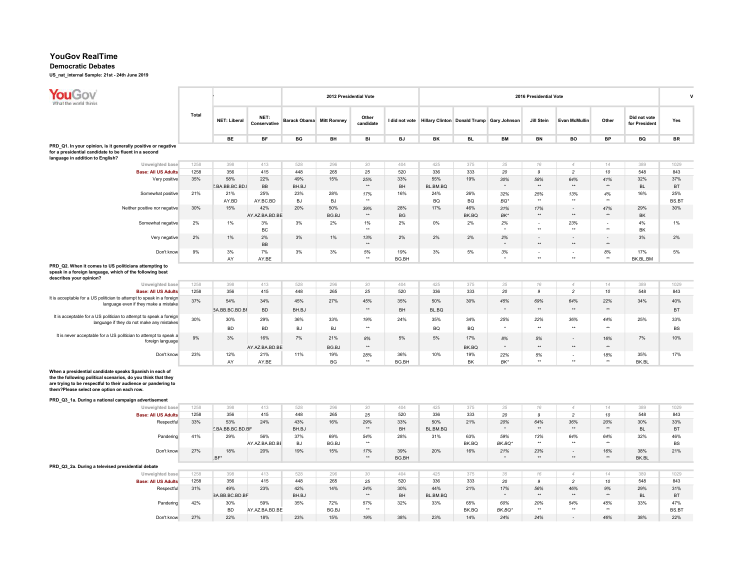# YouGov RealTime

## Democratic Debates

**US_nat_internal Sample: 21st - 24th June 2019**

| | Total | NET: Liberal | NET: Conservative | 2012 Presidential Vote: Barack Obama | Mitt Romney | Other candidate | I did not vote | 2016 Presidential Vote: Hillary Clinton | Donald Trump | Gary Johnson | Jill Stein | Evan McMullin | Other | Did not vote for President | Yes |
|---|---|---|---|---|---|---|---|---|---|---|---|---|---|---|---|
| | | BE | BF | BG | BH | BI | BJ | BK | BL | BM | BN | BO | BP | BQ | BR |
| **PRD_Q1. In your opinion, is it generally positive or negative for a presidential candidate to be fluent in a second language in addition to English?** | | | | | | | | | | | | | | | |
| Unweighted base | 1258 | 398 | 413 | 528 | 296 | 30 | 404 | 425 | 375 | 35 | 16 | 4 | 14 | 389 | 1029 |
| Base: All US Adults | 1258 | 356 | 415 | 448 | 265 | 25 | 520 | 336 | 333 | 20 | 9 | 2 | 10 | 548 | 843 |
| Very positive | 35% | 58% | 22% | 49% | 15% | 25% | 33% | 55% | 19% | 30% | 58% | 64% | 41% | 32% | 37% |
| | | Z.BA.BB.BC.BD.I | BB | BH.BJ | | ** | BH | BL.BM.BQ | | * | ** | ** | ** | BL | BT |
| Somewhat positive | 21% | 21% | 25% | 23% | 28% | 17% | 16% | 24% | 26% | 32% | 25% | 13% | 4% | 16% | 25% |
| | | AY.BD | AY.BC.BD | BJ | BJ | ** | | BQ | BQ | BQ* | ** | ** | ** | | BS.BT |
| Neither positive nor negative | 30% | 15% | 42% | 20% | 50% | 39% | 28% | 17% | 46% | 31% | 17% | - | 47% | 29% | 30% |
| | | | AY.AZ.BA.BD.BE | | BG.BJ | ** | BG | | BK.BQ | BK* | ** | ** | ** | BK | |
| Somewhat negative | 2% | 1% | 3% | 3% | 2% | 1% | 2% | 0% | 2% | 2% | - | 23% | - | 4% | 1% |
| | | | BC | | | ** | | | | * | ** | ** | ** | BK | |
| Very negative | 2% | 1% | 2% | 3% | 1% | 13% | 2% | 2% | 2% | 2% | - | - | - | 3% | 2% |
| | | | BB | | | ** | | | | * | ** | ** | ** | | |
| Don't know | 9% | 3% | 7% | 3% | 3% | 5% | 19% | 3% | 5% | 3% | - | - | 8% | 17% | 5% |
| | | AY | AY.BE | | | ** | BG.BH | | | * | ** | ** | ** | BK.BL.BM | |
| **PRD_Q2. When it comes to US politicians attempting to speak in a foreign language, which of the following best describes your opinion?** | | | | | | | | | | | | | | | |
| Unweighted base | 1258 | 398 | 413 | 528 | 296 | 30 | 404 | 425 | 375 | 35 | 16 | 4 | 14 | 389 | 1029 |
| Base: All US Adults | 1258 | 356 | 415 | 448 | 265 | 25 | 520 | 336 | 333 | 20 | 9 | 2 | 10 | 548 | 843 |
| It is acceptable for a US politician to attempt to speak in a foreign language even if they make a mistake | 37% | 54% | 34% | 45% | 27% | 45% | 35% | 50% | 30% | 45% | 69% | 64% | 22% | 34% | 40% |
| | | BA.BB.BC.BD.BF | BD | BH.BJ | | ** | BH | BL.BQ | | * | ** | ** | ** | | BT |
| It is acceptable for a US politician to attempt to speak a foreign language if they do not make any mistakes | 30% | 30% | 29% | 36% | 33% | 19% | 24% | 35% | 34% | 25% | 22% | 36% | 44% | 25% | 33% |
| | | BD | BD | BJ | BJ | ** | | BQ | BQ | * | ** | ** | ** | | BS |
| It is never acceptable for a US politician to attempt to speak a foreign language | 9% | 3% | 16% | 7% | 21% | 8% | 5% | 5% | 17% | 8% | 5% | - | 16% | 7% | 10% |
| | | | AY.AZ.BA.BD.BE | | BG.BJ | ** | | | BK.BQ | * | ** | ** | ** | | |
| Don't know | 23% | 12% | 21% | 11% | 19% | 28% | 36% | 10% | 19% | 22% | 5% | - | 18% | 35% | 17% |
| | | AY | AY.BE | | BG | ** | BG.BH | | BK | BK* | ** | ** | ** | BK.BL | |
| **When a presidential candidate speaks Spanish in each of the the following political scenarios, do you think that they are trying to be respectful to their audience or pandering to them?Please select one option on each row.** | | | | | | | | | | | | | | | |
| **PRD_Q3_1a. During a national campaign advertisement** | | | | | | | | | | | | | | | |
| Unweighted base | 1258 | 398 | 413 | 528 | 296 | 30 | 404 | 425 | 375 | 35 | 16 | 4 | 14 | 389 | 1029 |
| Base: All US Adults | 1258 | 356 | 415 | 448 | 265 | 25 | 520 | 336 | 333 | 20 | 9 | 2 | 10 | 548 | 843 |
| Respectful | 33% | 53% | 24% | 43% | 16% | 29% | 33% | 50% | 21% | 20% | 64% | 36% | 20% | 30% | 33% |
| | | Z.BA.BB.BC.BD.BF | | BH.BJ | | ** | BH | BL.BM.BQ | | * | ** | ** | ** | BL | BT |
| Pandering | 41% | 29% | 56% | 37% | 69% | 54% | 28% | 31% | 63% | 59% | 13% | 64% | 64% | 32% | 46% |
| | | | AY.AZ.BA.BD.BE | BJ | BG.BJ | ** | | | BK.BQ | BK.BQ* | ** | ** | ** | | BS |
| Don't know | 27% | 18% | 20% | 19% | 15% | 17% | 39% | 20% | 16% | 21% | 23% | - | 16% | 38% | 21% |
| | | .BF* | | | | ** | BG.BH | | | * | ** | ** | ** | BK.BL | |
| **PRD_Q3_2a. During a televised presidential debate** | | | | | | | | | | | | | | | |
| Unweighted base | 1258 | 398 | 413 | 528 | 296 | 30 | 404 | 425 | 375 | 35 | 16 | 4 | 14 | 389 | 1029 |
| Base: All US Adults | 1258 | 356 | 415 | 448 | 265 | 25 | 520 | 336 | 333 | 20 | 9 | 2 | 10 | 548 | 843 |
| Respectful | 31% | 49% | 23% | 42% | 14% | 24% | 30% | 44% | 21% | 17% | 56% | 46% | 9% | 29% | 31% |
| | | BA.BB.BC.BD.BF | | BH.BJ | | ** | BH | BL.BM.BQ | | * | ** | ** | ** | BL | BT |
| Pandering | 42% | 30% | 59% | 35% | 72% | 57% | 32% | 33% | 65% | 60% | 20% | 54% | 45% | 33% | 47% |
| | | BD | AY.AZ.BA.BD.BE | | BG.BJ | ** | | | BK.BQ | BK.BQ* | ** | ** | ** | | BS.BT |
| Don't know | 27% | 22% | 18% | 23% | 15% | 19% | 38% | 23% | 14% | 24% | 24% | - | 46% | 38% | 22% |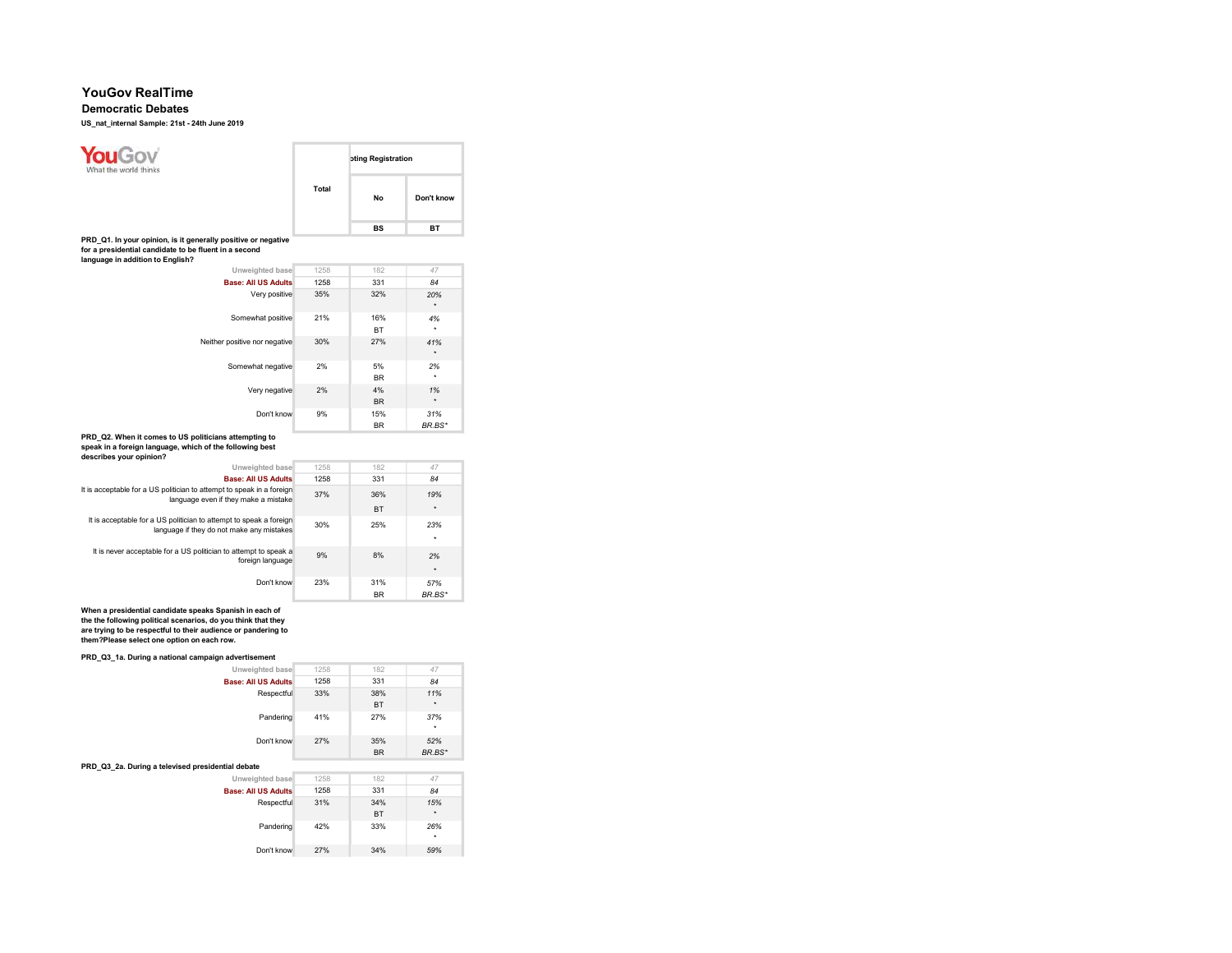# YouGov RealTime

## Democratic Debates

**US_nat_internal Sample: 21st - 24th June 2019**

| | Total | Voting Registration | |
|---|---|---|---|
| | | No | Don't know |
| | | BS | BT |

**PRD_Q1. In your opinion, is it generally positive or negative for a presidential candidate to be fluent in a second language in addition to English?**

| | Total | No | Don't know |
|---|---|---|---|
| Unweighted base | 1258 | 182 | 47 |
| Base: All US Adults | 1258 | 331 | 84 |
| Very positive | 35% | 32% | 20% * |
| Somewhat positive | 21% | 16% BT | 4% * |
| Neither positive nor negative | 30% | 27% | 41% * |
| Somewhat negative | 2% | 5% BR | 2% * |
| Very negative | 2% | 4% BR | 1% * |
| Don't know | 9% | 15% BR | 31% BR.BS* |

**PRD_Q2. When it comes to US politicians attempting to speak in a foreign language, which of the following best describes your opinion?**

| | Total | No | Don't know |
|---|---|---|---|
| Unweighted base | 1258 | 182 | 47 |
| Base: All US Adults | 1258 | 331 | 84 |
| It is acceptable for a US politician to attempt to speak in a foreign language even if they make a mistake | 37% | 36% BT | 19% * |
| It is acceptable for a US politician to attempt to speak a foreign language if they do not make any mistakes | 30% | 25% | 23% * |
| It is never acceptable for a US politician to attempt to speak a foreign language | 9% | 8% | 2% * |
| Don't know | 23% | 31% BR | 57% BR.BS* |

**When a presidential candidate speaks Spanish in each of the the following political scenarios, do you think that they are trying to be respectful to their audience or pandering to them?Please select one option on each row.**

**PRD_Q3_1a. During a national campaign advertisement**

| | Total | No | Don't know |
|---|---|---|---|
| Unweighted base | 1258 | 182 | 47 |
| Base: All US Adults | 1258 | 331 | 84 |
| Respectful | 33% | 38% BT | 11% * |
| Pandering | 41% | 27% | 37% * |
| Don't know | 27% | 35% BR | 52% BR.BS* |

**PRD_Q3_2a. During a televised presidential debate**

| | Total | No | Don't know |
|---|---|---|---|
| Unweighted base | 1258 | 182 | 47 |
| Base: All US Adults | 1258 | 331 | 84 |
| Respectful | 31% | 34% BT | 15% * |
| Pandering | 42% | 33% | 26% * |
| Don't know | 27% | 34% | 59% |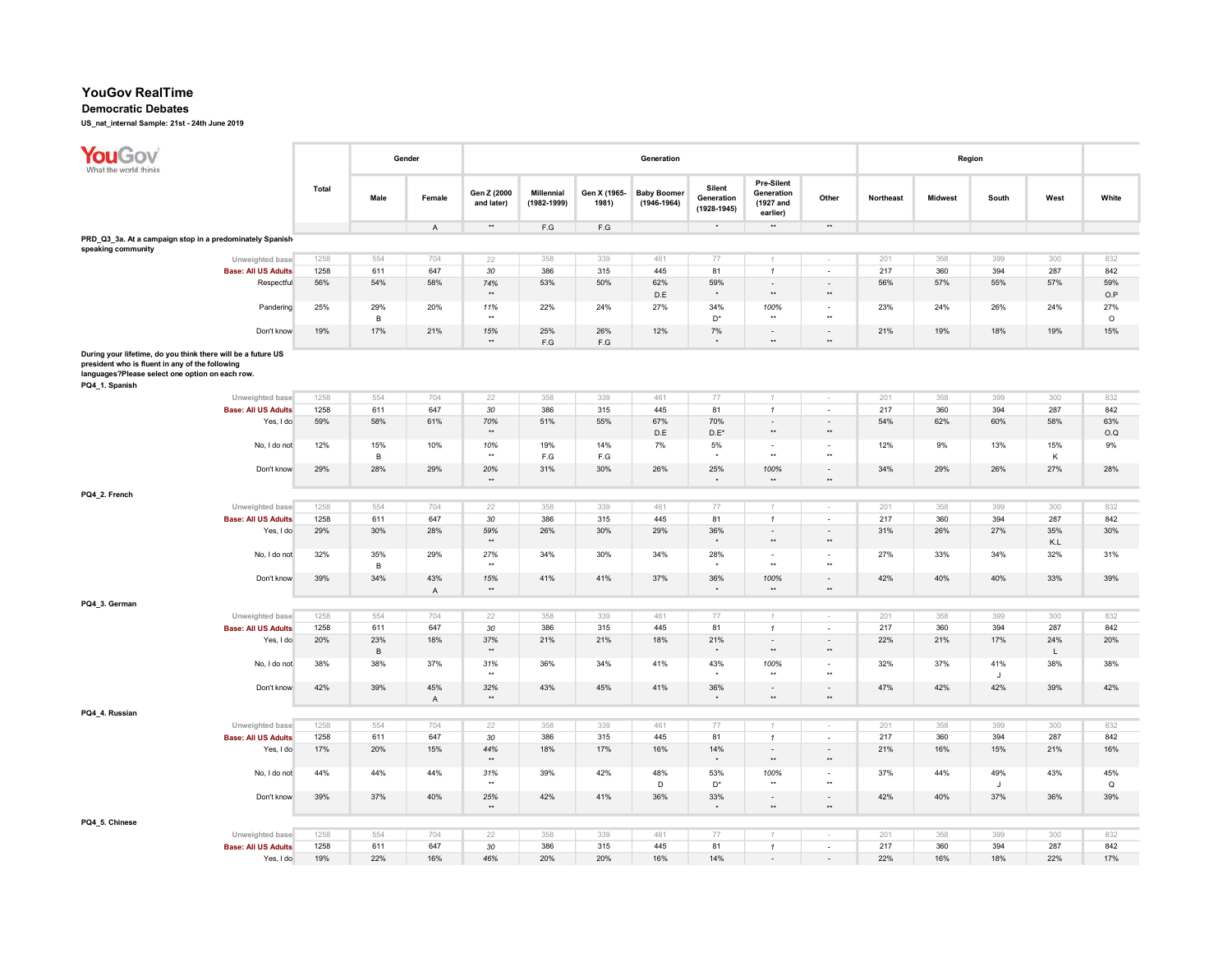# YouGov RealTime

## Democratic Debates

**US_nat_internal Sample: 21st - 24th June 2019**

| | Total | Gender | | Generation | | | | | | | | Region | | | | |
|---|---|---|---|---|---|---|---|---|---|---|---|---|---|---|---|---|
| | | Male | Female | Gen Z (2000 and later) | Millennial (1982-1999) | Gen X (1965-1981) | Baby Boomer (1946-1964) | Silent Generation (1928-1945) | Pre-Silent Generation (1927 and earlier) | Other | Northeast | Midwest | South | West | White |
| | | | A | ** | F.G | F.G | | * | ** | ** | | | | | |
| **PRD_Q3_3a. At a campaign stop in a predominately Spanish speaking community** | | | | | | | | | | | | | | | |
| Unweighted base | 1258 | 554 | 704 | 22 | 358 | 339 | 461 | 77 | 1 | - | 201 | 358 | 399 | 300 | 832 |
| **Base: All US Adults** | 1258 | 611 | 647 | 30 | 386 | 315 | 445 | 81 | 1 | - | 217 | 360 | 394 | 287 | 842 |
| Respectful | 56% | 54% | 58% | 74% ** | 53% | 50% | 62% D.E | 59% * | - ** | - ** | 56% | 57% | 55% | 57% | 59% O.P |
| Pandering | 25% | 29% B | 20% | 11% ** | 22% | 24% | 27% | 34% D* | 100% ** | - ** | 23% | 24% | 26% | 24% | 27% O |
| Don't know | 19% | 17% | 21% | 15% ** | 25% F.G | 26% F.G | 12% | 7% * | - ** | - ** | 21% | 19% | 18% | 19% | 15% |
| **During your lifetime, do you think there will be a future US president who is fluent in any of the following languages?Please select one option on each row. PQ4_1. Spanish** | | | | | | | | | | | | | | | |
| Unweighted base | 1258 | 554 | 704 | 22 | 358 | 339 | 461 | 77 | 1 | - | 201 | 358 | 399 | 300 | 832 |
| **Base: All US Adults** | 1258 | 611 | 647 | 30 | 386 | 315 | 445 | 81 | 1 | - | 217 | 360 | 394 | 287 | 842 |
| Yes, I do | 59% | 58% | 61% | 70% ** | 51% | 55% | 67% D.E | 70% D.E* | - ** | - ** | 54% | 62% | 60% | 58% | 63% O.Q |
| No, I do not | 12% | 15% B | 10% | 10% ** | 19% F.G | 14% F.G | 7% | 5% * | - ** | - ** | 12% | 9% | 13% | 15% K | 9% |
| Don't know | 29% | 28% | 29% | 20% ** | 31% | 30% | 26% | 25% * | 100% ** | - ** | 34% | 29% | 26% | 27% | 28% |
| **PQ4_2. French** | | | | | | | | | | | | | | | |
| Unweighted base | 1258 | 554 | 704 | 22 | 358 | 339 | 461 | 77 | 1 | - | 201 | 358 | 399 | 300 | 832 |
| **Base: All US Adults** | 1258 | 611 | 647 | 30 | 386 | 315 | 445 | 81 | 1 | - | 217 | 360 | 394 | 287 | 842 |
| Yes, I do | 29% | 30% | 28% | 59% ** | 26% | 30% | 29% | 36% * | - ** | - ** | 31% | 26% | 27% | 35% K.L | 30% |
| No, I do not | 32% | 35% B | 29% | 27% ** | 34% | 30% | 34% | 28% * | - ** | - ** | 27% | 33% | 34% | 32% | 31% |
| Don't know | 39% | 34% | 43% A | 15% ** | 41% | 41% | 37% | 36% * | 100% ** | - ** | 42% | 40% | 40% | 33% | 39% |
| **PQ4_3. German** | | | | | | | | | | | | | | | |
| Unweighted base | 1258 | 554 | 704 | 22 | 358 | 339 | 461 | 77 | 1 | - | 201 | 358 | 399 | 300 | 832 |
| **Base: All US Adults** | 1258 | 611 | 647 | 30 | 386 | 315 | 445 | 81 | 1 | - | 217 | 360 | 394 | 287 | 842 |
| Yes, I do | 20% | 23% B | 18% | 37% ** | 21% | 21% | 18% | 21% * | - ** | - ** | 22% | 21% | 17% | 24% L | 20% |
| No, I do not | 38% | 38% | 37% | 31% ** | 36% | 34% | 41% | 43% * | 100% ** | - ** | 32% | 37% | 41% J | 38% | 38% |
| Don't know | 42% | 39% | 45% A | 32% ** | 43% | 45% | 41% | 36% * | - ** | - ** | 47% | 42% | 42% | 39% | 42% |
| **PQ4_4. Russian** | | | | | | | | | | | | | | | |
| Unweighted base | 1258 | 554 | 704 | 22 | 358 | 339 | 461 | 77 | 1 | - | 201 | 358 | 399 | 300 | 832 |
| **Base: All US Adults** | 1258 | 611 | 647 | 30 | 386 | 315 | 445 | 81 | 1 | - | 217 | 360 | 394 | 287 | 842 |
| Yes, I do | 17% | 20% | 15% | 44% ** | 18% | 17% | 16% | 14% * | - ** | - ** | 21% | 16% | 15% | 21% | 16% |
| No, I do not | 44% | 44% | 44% | 31% ** | 39% | 42% | 48% D | 53% D* | 100% ** | - ** | 37% | 44% | 49% J | 43% | 45% Q |
| Don't know | 39% | 37% | 40% | 25% ** | 42% | 41% | 36% | 33% * | - ** | - ** | 42% | 40% | 37% | 36% | 39% |
| **PQ4_5. Chinese** | | | | | | | | | | | | | | | |
| Unweighted base | 1258 | 554 | 704 | 22 | 358 | 339 | 461 | 77 | 1 | - | 201 | 358 | 399 | 300 | 832 |
| **Base: All US Adults** | 1258 | 611 | 647 | 30 | 386 | 315 | 445 | 81 | 1 | - | 217 | 360 | 394 | 287 | 842 |
| Yes, I do | 19% | 22% | 16% | 46% | 20% | 20% | 16% | 14% | - | - | 22% | 16% | 18% | 22% | 17% |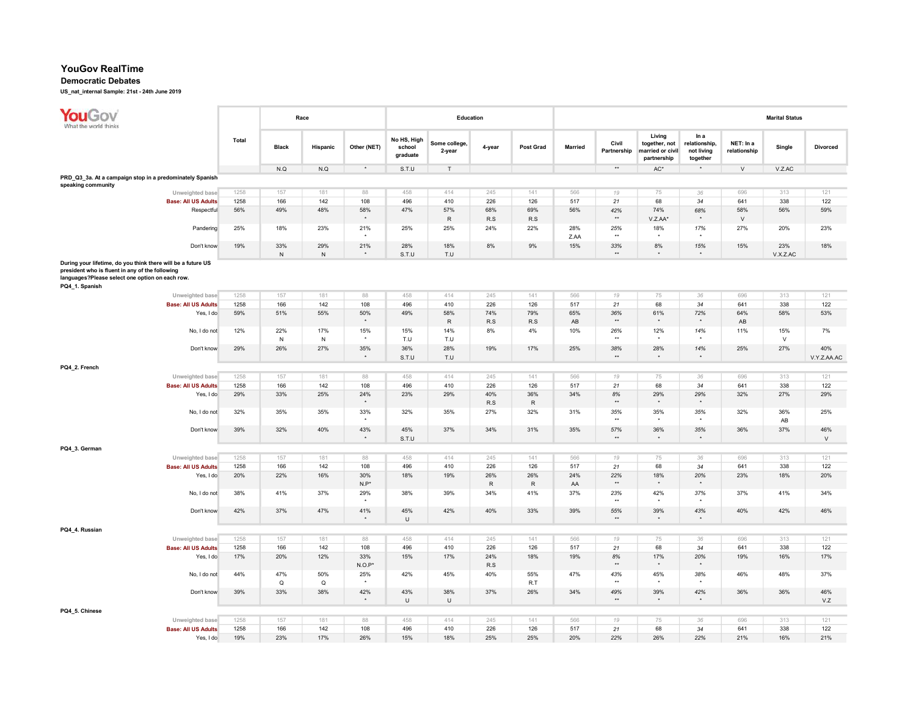# YouGov RealTime

## Democratic Debates

**US_nat_internal Sample: 21st - 24th June 2019**

| | Total | Race | | | Education | | | | Marital Status | | | | | | |
|---|---|---|---|---|---|---|---|---|---|---|---|---|---|---|---|
| | | Black | Hispanic | Other (NET) | No HS, High school graduate | Some college, 2-year | 4-year | Post Grad | Married | Civil Partnership | Living together, not married or civil partnership | In a relationship, not living together | NET: In a relationship | Single | Divorced |
| | | N.Q | N.Q | * | S.T.U | T | | | | ** | AC* | * | V | V.Z.AC | |
| **PRD_Q3_3a. At a campaign stop in a predominately Spanish speaking community** | | | | | | | | | | | | | | | |
| Unweighted base | 1258 | 157 | 181 | 88 | 458 | 414 | 245 | 141 | 566 | 19 | 75 | 36 | 696 | 313 | 121 |
| Base: All US Adults | 1258 | 166 | 142 | 108 | 496 | 410 | 226 | 126 | 517 | 21 | 68 | 34 | 641 | 338 | 122 |
| Respectful | 56% | 49% | 48% | 58% | 47% | 57% | 68% | 69% | 56% | 42% | 74% | 68% | 58% | 56% | 59% |
| | | | | * | | R | R.S | R.S | | ** | V.Z.AA* | * | V | | |
| Pandering | 25% | 18% | 23% | 21% | 25% | 25% | 24% | 22% | 28% | 25% | 18% | 17% | 27% | 20% | 23% |
| | | | | * | | | | | Z.AA | ** | * | * | | | |
| Don't know | 19% | 33% | 29% | 21% | 28% | 18% | 8% | 9% | 15% | 33% | 8% | 15% | 15% | 23% | 18% |
| | | N | N | * | S.T.U | T.U | | | | ** | * | * | | V.X.Z.AC | |
| **During your lifetime, do you think there will be a future US president who is fluent in any of the following languages?Please select one option on each row.** | | | | | | | | | | | | | | | |
| **PQ4_1. Spanish** | | | | | | | | | | | | | | | |
| Unweighted base | 1258 | 157 | 181 | 88 | 458 | 414 | 245 | 141 | 566 | 19 | 75 | 36 | 696 | 313 | 121 |
| Base: All US Adults | 1258 | 166 | 142 | 108 | 496 | 410 | 226 | 126 | 517 | 21 | 68 | 34 | 641 | 338 | 122 |
| Yes, I do | 59% | 51% | 55% | 50% | 49% | 58% | 74% | 79% | 65% | 36% | 61% | 72% | 64% | 58% | 53% |
| | | | | * | | R | R.S | R.S | AB | ** | * | * | AB | | |
| No, I do not | 12% | 22% | 17% | 15% | 15% | 14% | 8% | 4% | 10% | 26% | 12% | 14% | 11% | 15% | 7% |
| | | N | N | * | T.U | T.U | | | | ** | * | * | | V | |
| Don't know | 29% | 26% | 27% | 35% | 36% | 28% | 19% | 17% | 25% | 38% | 28% | 14% | 25% | 27% | 40% |
| | | | | * | S.T.U | T.U | | | | ** | * | * | | | V.Y.Z.AA.AC |
| **PQ4_2. French** | | | | | | | | | | | | | | | |
| Unweighted base | 1258 | 157 | 181 | 88 | 458 | 414 | 245 | 141 | 566 | 19 | 75 | 36 | 696 | 313 | 121 |
| Base: All US Adults | 1258 | 166 | 142 | 108 | 496 | 410 | 226 | 126 | 517 | 21 | 68 | 34 | 641 | 338 | 122 |
| Yes, I do | 29% | 33% | 25% | 24% | 23% | 29% | 40% | 36% | 34% | 8% | 29% | 29% | 32% | 27% | 29% |
| | | | | * | | | R.S | R | | ** | * | * | | | |
| No, I do not | 32% | 35% | 35% | 33% | 32% | 35% | 27% | 32% | 31% | 35% | 35% | 35% | 32% | 36% | 25% |
| | | | | * | | | | | | ** | * | * | | AB | |
| Don't know | 39% | 32% | 40% | 43% | 45% | 37% | 34% | 31% | 35% | 57% | 36% | 35% | 36% | 37% | 46% |
| | | | | * | S.T.U | | | | | ** | * | * | | | V |
| **PQ4_3. German** | | | | | | | | | | | | | | | |
| Unweighted base | 1258 | 157 | 181 | 88 | 458 | 414 | 245 | 141 | 566 | 19 | 75 | 36 | 696 | 313 | 121 |
| Base: All US Adults | 1258 | 166 | 142 | 108 | 496 | 410 | 226 | 126 | 517 | 21 | 68 | 34 | 641 | 338 | 122 |
| Yes, I do | 20% | 22% | 16% | 30% | 18% | 19% | 26% | 26% | 24% | 22% | 18% | 20% | 23% | 18% | 20% |
| | | | | N.P* | | | R | R | AA | ** | * | * | | | |
| No, I do not | 38% | 41% | 37% | 29% | 38% | 39% | 34% | 41% | 37% | 23% | 42% | 37% | 37% | 41% | 34% |
| | | | | * | | | | | | ** | * | * | | | |
| Don't know | 42% | 37% | 47% | 41% | 45% | 42% | 40% | 33% | 39% | 55% | 39% | 43% | 40% | 42% | 46% |
| | | | | * | U | | | | | ** | * | * | | | |
| **PQ4_4. Russian** | | | | | | | | | | | | | | | |
| Unweighted base | 1258 | 157 | 181 | 88 | 458 | 414 | 245 | 141 | 566 | 19 | 75 | 36 | 696 | 313 | 121 |
| Base: All US Adults | 1258 | 166 | 142 | 108 | 496 | 410 | 226 | 126 | 517 | 21 | 68 | 34 | 641 | 338 | 122 |
| Yes, I do | 17% | 20% | 12% | 33% | 15% | 17% | 24% | 18% | 19% | 8% | 17% | 20% | 19% | 16% | 17% |
| | | | | N.O.P* | | | R.S | | | ** | * | * | | | |
| No, I do not | 44% | 47% | 50% | 25% | 42% | 45% | 40% | 55% | 47% | 43% | 45% | 38% | 46% | 48% | 37% |
| | | Q | Q | * | | | | R.T | | ** | * | * | | | |
| Don't know | 39% | 33% | 38% | 42% | 43% | 38% | 37% | 26% | 34% | 49% | 39% | 42% | 36% | 36% | 46% |
| | | | | * | U | U | | | | ** | * | * | | | V.Z |
| **PQ4_5. Chinese** | | | | | | | | | | | | | | | |
| Unweighted base | 1258 | 157 | 181 | 88 | 458 | 414 | 245 | 141 | 566 | 19 | 75 | 36 | 696 | 313 | 121 |
| Base: All US Adults | 1258 | 166 | 142 | 108 | 496 | 410 | 226 | 126 | 517 | 21 | 68 | 34 | 641 | 338 | 122 |
| Yes, I do | 19% | 23% | 17% | 26% | 15% | 18% | 25% | 25% | 20% | 22% | 26% | 22% | 21% | 16% | 21% |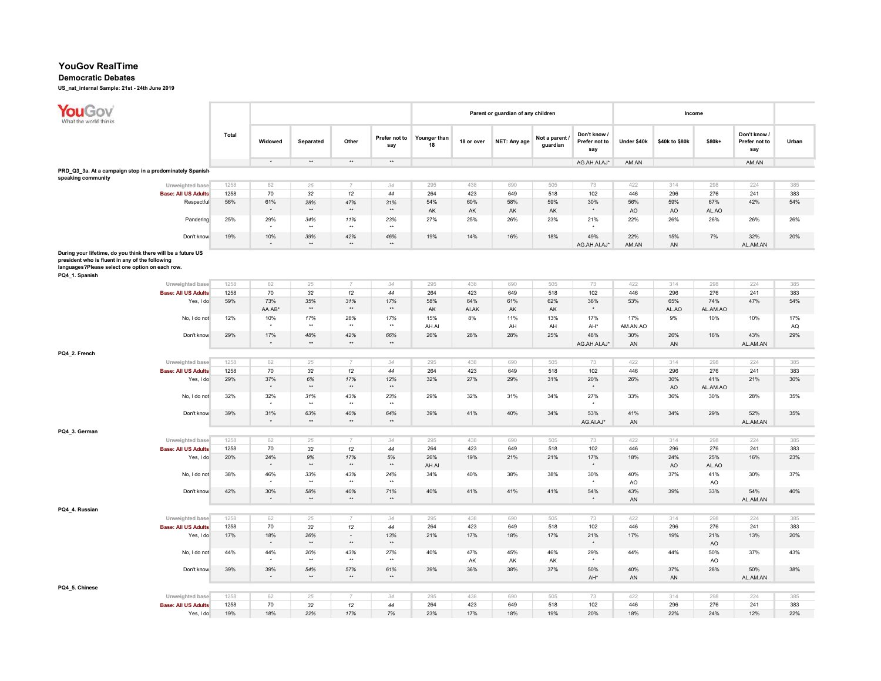# YouGov RealTime

## Democratic Debates

**US_nat_internal Sample: 21st - 24th June 2019**

| | Total | Widowed | Separated | Other | Prefer not to say | Younger than 18 | 18 or over | NET: Any age | Not a parent / guardian | Don't know / Prefer not to say | Under $40k | $40k to $80k | $80k+ | Don't know / Prefer not to say | Urban |
|---|---|---|---|---|---|---|---|---|---|---|---|---|---|---|---|
| | | | | | | Parent or guardian of any children | | | | | Income | | | | |
| | | * | ** | ** | ** | | | | | AG.AH.AI.AJ* | AM.AN | | | AM.AN | |
| **PRD_Q3_3a. At a campaign stop in a predominately Spanish speaking community** | | | | | | | | | | | | | | | |
| Unweighted base | 1258 | 62 | 25 | 7 | 34 | 295 | 438 | 690 | 505 | 73 | 422 | 314 | 298 | 224 | 385 |
| Base: All US Adults | 1258 | 70 | 32 | 12 | 44 | 264 | 423 | 649 | 518 | 102 | 446 | 296 | 276 | 241 | 383 |
| Respectful | 56% | 61% * | 28% ** | 47% ** | 31% ** | 54% AK | 60% AK | 58% AK | 59% AK | 30% * | 56% AO | 59% AO | 67% AL.AO | 42% | 54% |
| Pandering | 25% | 29% * | 34% ** | 11% ** | 23% ** | 27% | 25% | 26% | 23% | 21% * | 22% | 26% | 26% | 26% | 26% |
| Don't know | 19% | 10% * | 39% ** | 42% ** | 46% ** | 19% | 14% | 16% | 18% | 49% AG.AH.AI.AJ* | 22% AM.AN | 15% AN | 7% | 32% AL.AM.AN | 20% |
| **During your lifetime, do you think there will be a future US president who is fluent in any of the following languages?Please select one option on each row.** | | | | | | | | | | | | | | | |
| **PQ4_1. Spanish** | | | | | | | | | | | | | | | |
| Unweighted base | 1258 | 62 | 25 | 7 | 34 | 295 | 438 | 690 | 505 | 73 | 422 | 314 | 298 | 224 | 385 |
| Base: All US Adults | 1258 | 70 | 32 | 12 | 44 | 264 | 423 | 649 | 518 | 102 | 446 | 296 | 276 | 241 | 383 |
| Yes, I do | 59% | 73% AA.AB* | 35% ** | 31% ** | 17% ** | 58% AK | 64% AI.AK | 61% AK | 62% AK | 36% * | 53% | 65% AL.AO | 74% AL.AM.AO | 47% | 54% |
| No, I do not | 12% | 10% * | 17% ** | 28% ** | 17% ** | 15% AH.AI | 8% | 11% AH | 13% AH | 17% AH* | 17% AM.AN.AO | 9% | 10% | 10% | 17% AQ |
| Don't know | 29% | 17% * | 48% ** | 42% ** | 66% ** | 26% | 28% | 28% | 25% | 48% AG.AH.AI.AJ* | 30% AN | 26% AN | 16% | 43% AL.AM.AN | 29% |
| **PQ4_2. French** | | | | | | | | | | | | | | | |
| Unweighted base | 1258 | 62 | 25 | 7 | 34 | 295 | 438 | 690 | 505 | 73 | 422 | 314 | 298 | 224 | 385 |
| Base: All US Adults | 1258 | 70 | 32 | 12 | 44 | 264 | 423 | 649 | 518 | 102 | 446 | 296 | 276 | 241 | 383 |
| Yes, I do | 29% | 37% * | 6% ** | 17% ** | 12% ** | 32% | 27% | 29% | 31% | 20% * | 26% | 30% AO | 41% AL.AM.AO | 21% | 30% |
| No, I do not | 32% | 32% * | 31% ** | 43% ** | 23% ** | 29% | 32% | 31% | 34% | 27% * | 33% | 36% | 30% | 28% | 35% |
| Don't know | 39% | 31% * | 63% ** | 40% ** | 64% ** | 39% | 41% | 40% | 34% | 53% AG.AI.AJ* | 41% AN | 34% | 29% | 52% AL.AM.AN | 35% |
| **PQ4_3. German** | | | | | | | | | | | | | | | |
| Unweighted base | 1258 | 62 | 25 | 7 | 34 | 295 | 438 | 690 | 505 | 73 | 422 | 314 | 298 | 224 | 385 |
| Base: All US Adults | 1258 | 70 | 32 | 12 | 44 | 264 | 423 | 649 | 518 | 102 | 446 | 296 | 276 | 241 | 383 |
| Yes, I do | 20% | 24% * | 9% ** | 17% ** | 5% ** | 26% AH.AI | 19% | 21% | 21% | 17% * | 18% | 24% AO | 25% AL.AO | 16% | 23% |
| No, I do not | 38% | 46% * | 33% ** | 43% ** | 24% ** | 34% | 40% | 38% | 38% | 30% * | 40% AO | 37% | 41% AO | 30% | 37% |
| Don't know | 42% | 30% * | 58% ** | 40% ** | 71% ** | 40% | 41% | 41% | 41% | 54% * | 43% AN | 39% | 33% | 54% AL.AM.AN | 40% |
| **PQ4_4. Russian** | | | | | | | | | | | | | | | |
| Unweighted base | 1258 | 62 | 25 | 7 | 34 | 295 | 438 | 690 | 505 | 73 | 422 | 314 | 298 | 224 | 385 |
| Base: All US Adults | 1258 | 70 | 32 | 12 | 44 | 264 | 423 | 649 | 518 | 102 | 446 | 296 | 276 | 241 | 383 |
| Yes, I do | 17% | 18% * | 26% ** | - ** | 13% ** | 21% | 17% | 18% | 17% | 21% * | 17% | 19% | 21% AO | 13% | 20% |
| No, I do not | 44% | 44% * | 20% ** | 43% ** | 27% ** | 40% | 47% AK | 45% AK | 46% AK | 29% * | 44% | 44% | 50% AO | 37% | 43% |
| Don't know | 39% | 39% * | 54% ** | 57% ** | 61% ** | 39% | 36% | 38% | 37% | 50% AH* | 40% AN | 37% AN | 28% | 50% AL.AM.AN | 38% |
| **PQ4_5. Chinese** | | | | | | | | | | | | | | | |
| Unweighted base | 1258 | 62 | 25 | 7 | 34 | 295 | 438 | 690 | 505 | 73 | 422 | 314 | 298 | 224 | 385 |
| Base: All US Adults | 1258 | 70 | 32 | 12 | 44 | 264 | 423 | 649 | 518 | 102 | 446 | 296 | 276 | 241 | 383 |
| Yes, I do | 19% | 18% | 22% | 17% | 7% | 23% | 17% | 18% | 19% | 20% | 18% | 22% | 24% | 12% | 22% |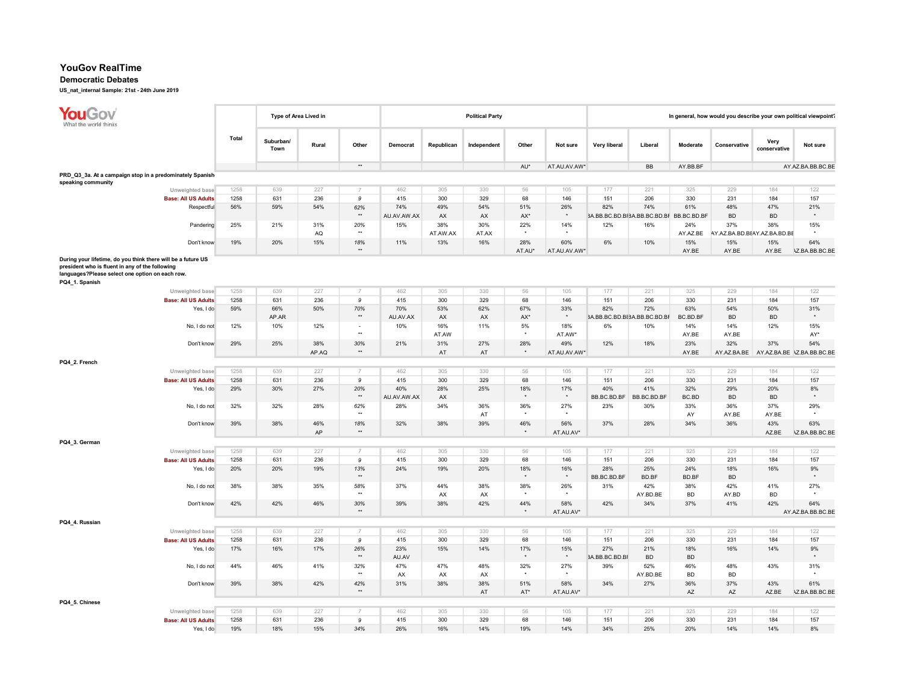# YouGov RealTime

## Democratic Debates

**US_nat_internal Sample: 21st - 24th June 2019**

| | Total | Type of Area Lived in | | | Political Party | | | | | In general, how would you describe your own political viewpoint? | | | | | |
|---|---|---|---|---|---|---|---|---|---|---|---|---|---|---|---|
| | | Suburban/ Town | Rural | Other | Democrat | Republican | Independent | Other | Not sure | Very liberal | Liberal | Moderate | Conservative | Very conservative | Not sure |
| | | | | ** | | | | AU* | AT.AU.AV.AW* | | BB | AY.BB.BF | | | AY.AZ.BA.BB.BC.BE |
| **PRD_Q3_3a. At a campaign stop in a predominately Spanish speaking community** | | | | | | | | | | | | | | | |
| Unweighted base | 1258 | 639 | 227 | 7 | 462 | 305 | 330 | 56 | 105 | 177 | 221 | 325 | 229 | 184 | 122 |
| Base: All US Adults | 1258 | 631 | 236 | 9 | 415 | 300 | 329 | 68 | 146 | 151 | 206 | 330 | 231 | 184 | 157 |
| Respectful | 56% | 59% | 54% | 62% | 74% | 49% | 54% | 51% | 26% | 82% | 74% | 61% | 48% | 47% | 21% |
| | | | | ** | AU.AV.AW.AX | AX | AX | AX* | * | 3A.BB.BC.BD.BI | 3A.BB.BC.BD.BI | BB.BC.BD.BF | BD | BD | * |
| Pandering | 25% | 21% | 31% | 20% | 15% | 38% | 30% | 22% | 14% | 12% | 16% | 24% | 37% | 38% | 15% |
| | | | AQ | ** | | AT.AW.AX | AT.AX | * | * | | | AY.AZ.BE | AY.AZ.BA.BD.BI | AY.AZ.BA.BD.BE | * |
| Don't know | 19% | 20% | 15% | 18% | 11% | 13% | 16% | 28% | 60% | 6% | 10% | 15% | 15% | 15% | 64% |
| | | | | ** | | | | AT.AU* | AT.AU.AV.AW* | | | AY.BE | AY.BE | AY.BE | AZ.BA.BB.BC.BE |
| **During your lifetime, do you think there will be a future US president who is fluent in any of the following languages?Please select one option on each row.** | | | | | | | | | | | | | | | |
| **PQ4_1. Spanish** | | | | | | | | | | | | | | | |
| Unweighted base | 1258 | 639 | 227 | 7 | 462 | 305 | 330 | 56 | 105 | 177 | 221 | 325 | 229 | 184 | 122 |
| Base: All US Adults | 1258 | 631 | 236 | 9 | 415 | 300 | 329 | 68 | 146 | 151 | 206 | 330 | 231 | 184 | 157 |
| Yes, I do | 59% | 66% | 50% | 70% | 70% | 53% | 62% | 67% | 33% | 82% | 72% | 63% | 54% | 50% | 31% |
| | | AP.AR | | ** | AU.AV.AX | AX | AX | AX* | * | 3A.BB.BC.BD.BI | 3A.BB.BC.BD.BI | BC.BD.BF | BD | BD | * |
| No, I do not | 12% | 10% | 12% | - | 10% | 16% | 11% | 5% | 18% | 6% | 10% | 14% | 14% | 12% | 15% |
| | | | | ** | | AT.AW | | * | AT.AW* | | | AY.BE | AY.BE | | AY* |
| Don't know | 29% | 25% | 38% | 30% | 21% | 31% | 27% | 28% | 49% | 12% | 18% | 23% | 32% | 37% | 54% |
| | | | AP.AQ | ** | | AT | AT | * | AT.AU.AV.AW* | | | AY.BE | AY.AZ.BA.BE | AY.AZ.BA.BE | AZ.BA.BB.BC.BE |
| **PQ4_2. French** | | | | | | | | | | | | | | | |
| Unweighted base | 1258 | 639 | 227 | 7 | 462 | 305 | 330 | 56 | 105 | 177 | 221 | 325 | 229 | 184 | 122 |
| Base: All US Adults | 1258 | 631 | 236 | 9 | 415 | 300 | 329 | 68 | 146 | 151 | 206 | 330 | 231 | 184 | 157 |
| Yes, I do | 29% | 30% | 27% | 20% | 40% | 28% | 25% | 18% | 17% | 40% | 41% | 32% | 29% | 20% | 8% |
| | | | | ** | AU.AV.AW.AX | AX | | * | * | BB.BC.BD.BF | BB.BC.BD.BF | BC.BD | BD | BD | * |
| No, I do not | 32% | 32% | 28% | 62% | 28% | 34% | 36% | 36% | 27% | 23% | 30% | 33% | 36% | 37% | 29% |
| | | | | ** | | | AT | * | * | | | AY | AY.BE | AY.BE | * |
| Don't know | 39% | 38% | 46% | 18% | 32% | 38% | 39% | 46% | 56% | 37% | 28% | 34% | 36% | 43% | 63% |
| | | | AP | ** | | | | * | AT.AU.AV* | | | | | AZ.BE | AZ.BA.BB.BC.BE |
| **PQ4_3. German** | | | | | | | | | | | | | | | |
| Unweighted base | 1258 | 639 | 227 | 7 | 462 | 305 | 330 | 56 | 105 | 177 | 221 | 325 | 229 | 184 | 122 |
| Base: All US Adults | 1258 | 631 | 236 | 9 | 415 | 300 | 329 | 68 | 146 | 151 | 206 | 330 | 231 | 184 | 157 |
| Yes, I do | 20% | 20% | 19% | 13% | 24% | 19% | 20% | 18% | 16% | 28% | 25% | 24% | 18% | 16% | 9% |
| | | | | ** | | | | * | * | BB.BC.BD.BF | BD.BF | BD.BF | BD | | * |
| No, I do not | 38% | 38% | 35% | 58% | 37% | 44% | 38% | 38% | 26% | 31% | 42% | 38% | 42% | 41% | 27% |
| | | | | ** | | AX | AX | * | * | | AY.BD.BE | BD | AY.BD | BD | * |
| Don't know | 42% | 42% | 46% | 30% | 39% | 38% | 42% | 44% | 58% | 42% | 34% | 37% | 41% | 42% | 64% |
| | | | | ** | | | | * | AT.AU.AV* | | | | | | AY.AZ.BA.BB.BC.BE |
| **PQ4_4. Russian** | | | | | | | | | | | | | | | |
| Unweighted base | 1258 | 639 | 227 | 7 | 462 | 305 | 330 | 56 | 105 | 177 | 221 | 325 | 229 | 184 | 122 |
| Base: All US Adults | 1258 | 631 | 236 | 9 | 415 | 300 | 329 | 68 | 146 | 151 | 206 | 330 | 231 | 184 | 157 |
| Yes, I do | 17% | 16% | 17% | 26% | 23% | 15% | 14% | 17% | 15% | 27% | 21% | 18% | 16% | 14% | 9% |
| | | | | ** | AU.AV | | | * | * | 3A.BB.BC.BD.BI | BD | BD | | | * |
| No, I do not | 44% | 46% | 41% | 32% | 47% | 47% | 48% | 32% | 27% | 39% | 52% | 46% | 48% | 43% | 31% |
| | | | | ** | AX | AX | AX | * | * | | AY.BD.BE | BD | BD | | * |
| Don't know | 39% | 38% | 42% | 42% | 31% | 38% | 38% | 51% | 58% | 34% | 27% | 36% | 37% | 43% | 61% |
| | | | | ** | | | AT | AT* | AT.AU.AV* | | | AZ | AZ | AZ.BE | AZ.BA.BB.BC.BE |
| **PQ4_5. Chinese** | | | | | | | | | | | | | | | |
| Unweighted base | 1258 | 639 | 227 | 7 | 462 | 305 | 330 | 56 | 105 | 177 | 221 | 325 | 229 | 184 | 122 |
| Base: All US Adults | 1258 | 631 | 236 | 9 | 415 | 300 | 329 | 68 | 146 | 151 | 206 | 330 | 231 | 184 | 157 |
| Yes, I do | 19% | 18% | 15% | 34% | 26% | 16% | 14% | 19% | 14% | 34% | 25% | 20% | 14% | 14% | 8% |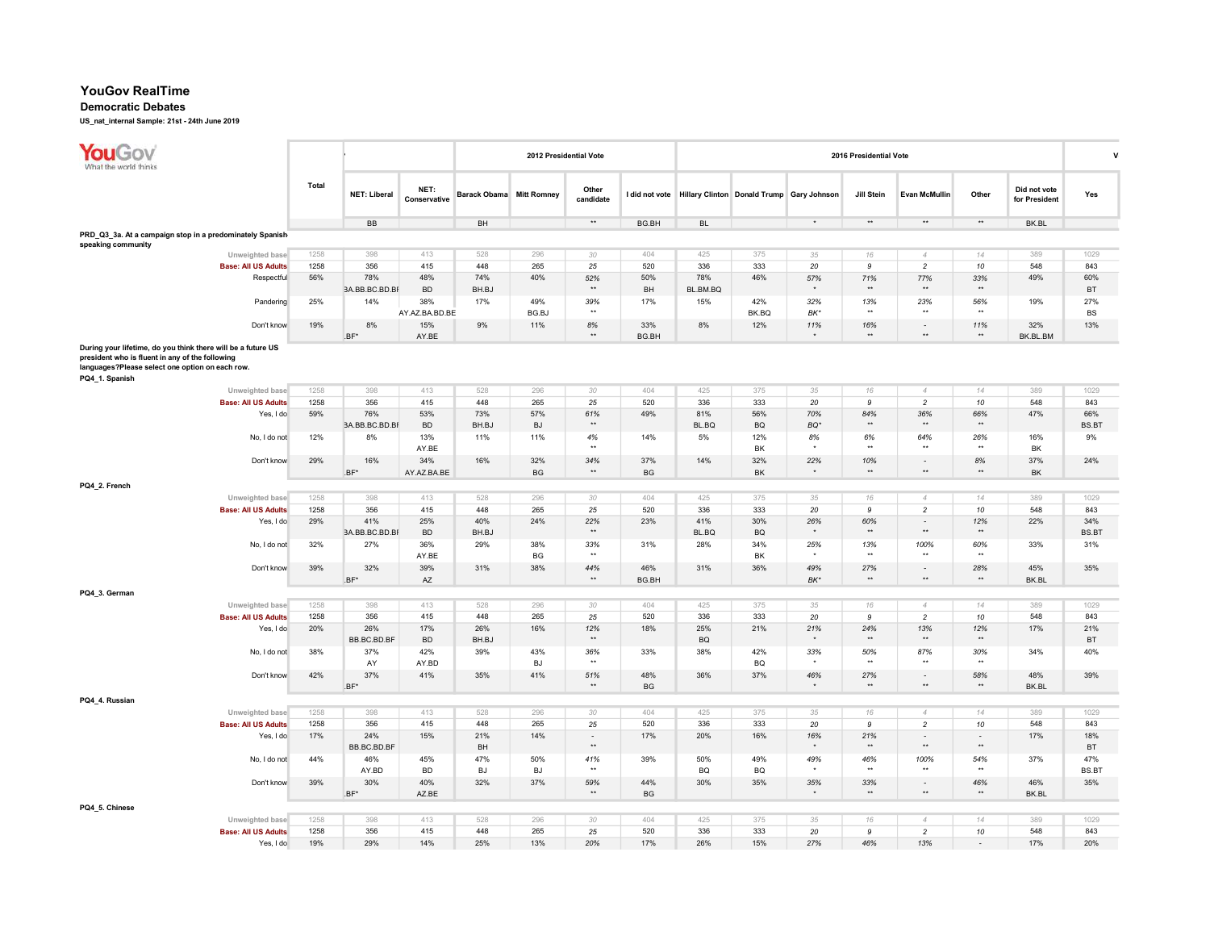# YouGov RealTime

**Democratic Debates**

**US_nat_internal Sample: 21st - 24th June 2019**

| | Total | NET: Liberal | NET: Conservative | 2012 Presidential Vote: Barack Obama | Mitt Romney | Other candidate | I did not vote | 2016 Presidential Vote: Hillary Clinton | Donald Trump | Gary Johnson | Jill Stein | Evan McMullin | Other | Did not vote for President | Yes |
|---|---|---|---|---|---|---|---|---|---|---|---|---|---|---|---|
| | | BB | | BH | | ** | BG.BH | BL | | * | ** | ** | ** | BK.BL | |
| **PRD_Q3_3a. At a campaign stop in a predominately Spanish speaking community** | | | | | | | | | | | | | | | |
| Unweighted base | 1258 | 398 | 413 | 528 | 296 | 30 | 404 | 425 | 375 | 35 | 16 | 4 | 14 | 389 | 1029 |
| **Base: All US Adults** | 1258 | 356 | 415 | 448 | 265 | 25 | 520 | 336 | 333 | 20 | 9 | 2 | 10 | 548 | 843 |
| Respectful | 56% | 78% | 48% | 74% | 40% | 52% | 50% | 78% | 46% | 57% | 71% | 77% | 33% | 49% | 60% |
| | | BA.BB.BC.BD.BF | BD | BH.BJ | | ** | BH | BL.BM.BQ | | * | ** | ** | ** | | BT |
| Pandering | 25% | 14% | 38% | 17% | 49% | 39% | 17% | 15% | 42% | 32% | 13% | 23% | 56% | 19% | 27% |
| | | | AY.AZ.BA.BD.BE | | BG.BJ | ** | | | BK.BQ | BK* | ** | ** | ** | | BS |
| Don't know | 19% | 8% | 15% | 9% | 11% | 8% | 33% | 8% | 12% | 11% | 16% | - | 11% | 32% | 13% |
| | | BF* | AY.BE | | | ** | BG.BH | | | * | ** | ** | ** | BK.BL.BM | |
| **During your lifetime, do you think there will be a future US president who is fluent in any of the following languages?Please select one option on each row.** | | | | | | | | | | | | | | | |
| **PQ4_1. Spanish** | | | | | | | | | | | | | | | |
| Unweighted base | 1258 | 398 | 413 | 528 | 296 | 30 | 404 | 425 | 375 | 35 | 16 | 4 | 14 | 389 | 1029 |
| **Base: All US Adults** | 1258 | 356 | 415 | 448 | 265 | 25 | 520 | 336 | 333 | 20 | 9 | 2 | 10 | 548 | 843 |
| Yes, I do | 59% | 76% | 53% | 73% | 57% | 61% | 49% | 81% | 56% | 70% | 84% | 36% | 66% | 47% | 66% |
| | | BA.BB.BC.BD.BF | BD | BH.BJ | BJ | ** | | BL.BQ | BQ | BQ* | ** | ** | ** | | BS.BT |
| No, I do not | 12% | 8% | 13% | 11% | 11% | 4% | 14% | 5% | 12% | 8% | 6% | 64% | 26% | 16% | 9% |
| | | | AY.BE | | | ** | | | BK | * | ** | ** | ** | BK | |
| Don't know | 29% | 16% | 34% | 16% | 32% | 34% | 37% | 14% | 32% | 22% | 10% | - | 8% | 37% | 24% |
| | | BF* | AY.AZ.BA.BE | | BG | ** | BG | | BK | * | ** | ** | ** | BK | |
| **PQ4_2. French** | | | | | | | | | | | | | | | |
| Unweighted base | 1258 | 398 | 413 | 528 | 296 | 30 | 404 | 425 | 375 | 35 | 16 | 4 | 14 | 389 | 1029 |
| **Base: All US Adults** | 1258 | 356 | 415 | 448 | 265 | 25 | 520 | 336 | 333 | 20 | 9 | 2 | 10 | 548 | 843 |
| Yes, I do | 29% | 41% | 25% | 40% | 24% | 22% | 23% | 41% | 30% | 26% | 60% | - | 12% | 22% | 34% |
| | | BA.BB.BC.BD.BF | BD | BH.BJ | | ** | | BL.BQ | BQ | * | ** | ** | ** | | BS.BT |
| No, I do not | 32% | 27% | 36% | 29% | 38% | 33% | 31% | 28% | 34% | 25% | 13% | 100% | 60% | 33% | 31% |
| | | | AY.BE | | BG | ** | | | BK | * | ** | ** | ** | | |
| Don't know | 39% | 32% | 39% | 31% | 38% | 44% | 46% | 31% | 36% | 49% | 27% | - | 28% | 45% | 35% |
| | | BF* | AZ | | | ** | BG.BH | | | BK* | ** | ** | ** | BK.BL | |
| **PQ4_3. German** | | | | | | | | | | | | | | | |
| Unweighted base | 1258 | 398 | 413 | 528 | 296 | 30 | 404 | 425 | 375 | 35 | 16 | 4 | 14 | 389 | 1029 |
| **Base: All US Adults** | 1258 | 356 | 415 | 448 | 265 | 25 | 520 | 336 | 333 | 20 | 9 | 2 | 10 | 548 | 843 |
| Yes, I do | 20% | 26% | 17% | 26% | 16% | 12% | 18% | 25% | 21% | 21% | 24% | 13% | 12% | 17% | 21% |
| | | BB.BC.BD.BF | BD | BH.BJ | | ** | | BQ | | * | ** | ** | ** | | BT |
| No, I do not | 38% | 37% | 42% | 39% | 43% | 36% | 33% | 38% | 42% | 33% | 50% | 87% | 30% | 34% | 40% |
| | | AY | AY.BD | | BJ | ** | | | BQ | * | ** | ** | ** | | |
| Don't know | 42% | 37% | 41% | 35% | 41% | 51% | 48% | 36% | 37% | 46% | 27% | - | 58% | 48% | 39% |
| | | BF* | | | | ** | BG | | | * | ** | ** | ** | BK.BL | |
| **PQ4_4. Russian** | | | | | | | | | | | | | | | |
| Unweighted base | 1258 | 398 | 413 | 528 | 296 | 30 | 404 | 425 | 375 | 35 | 16 | 4 | 14 | 389 | 1029 |
| **Base: All US Adults** | 1258 | 356 | 415 | 448 | 265 | 25 | 520 | 336 | 333 | 20 | 9 | 2 | 10 | 548 | 843 |
| Yes, I do | 17% | 24% | 15% | 21% | 14% | - | 17% | 20% | 16% | 16% | 21% | - | - | 17% | 18% |
| | | BB.BC.BD.BF | | BH | | ** | | | | * | ** | ** | ** | | BT |
| No, I do not | 44% | 46% | 45% | 47% | 50% | 41% | 39% | 50% | 49% | 49% | 46% | 100% | 54% | 37% | 47% |
| | | AY.BD | BD | BJ | BJ | ** | | BQ | BQ | * | ** | ** | ** | | BS.BT |
| Don't know | 39% | 30% | 40% | 32% | 37% | 59% | 44% | 30% | 35% | 35% | 33% | - | 46% | 46% | 35% |
| | | BF* | AZ.BE | | | ** | BG | | | * | ** | ** | ** | BK.BL | |
| **PQ4_5. Chinese** | | | | | | | | | | | | | | | |
| Unweighted base | 1258 | 398 | 413 | 528 | 296 | 30 | 404 | 425 | 375 | 35 | 16 | 4 | 14 | 389 | 1029 |
| **Base: All US Adults** | 1258 | 356 | 415 | 448 | 265 | 25 | 520 | 336 | 333 | 20 | 9 | 2 | 10 | 548 | 843 |
| Yes, I do | 19% | 29% | 14% | 25% | 13% | 20% | 17% | 26% | 15% | 27% | 46% | 13% | - | 17% | 20% |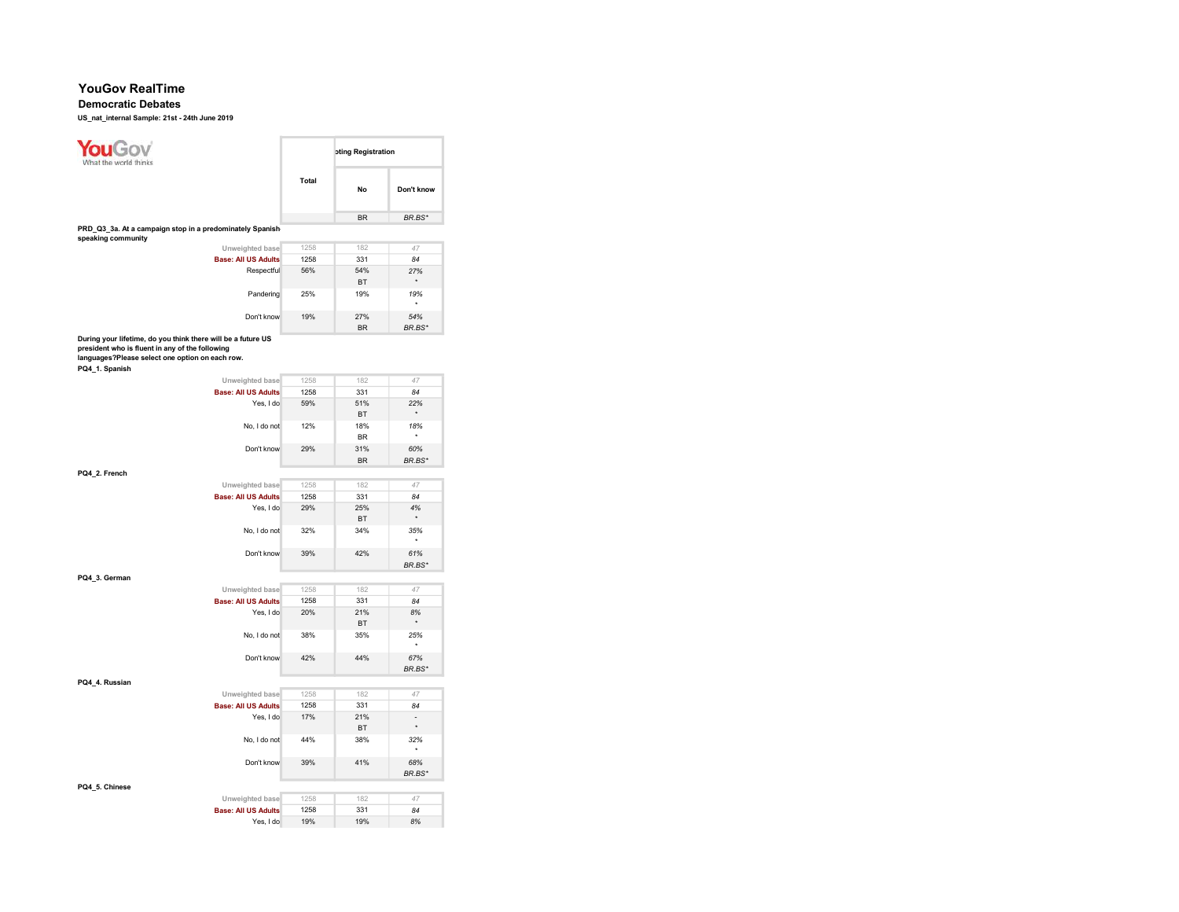# YouGov RealTime

## Democratic Debates

**US_nat_internal Sample: 21st - 24th June 2019**

| | Total | Voting Registration | |
|---|---|---|---|
| | | No | Don't know |
| | | BR | BR.BS* |

**PRD_Q3_3a. At a campaign stop in a predominately Spanish speaking community**

| | Total | No | Don't know |
|---|---|---|---|
| Unweighted base | 1258 | 182 | 47 |
| Base: All US Adults | 1258 | 331 | 84 |
| Respectful | 56% | 54% | 27% |
| | | BT | * |
| Pandering | 25% | 19% | 19% |
| | | | * |
| Don't know | 19% | 27% | 54% |
| | | BR | BR.BS* |

**During your lifetime, do you think there will be a future US president who is fluent in any of the following languages?Please select one option on each row.**

**PQ4_1. Spanish**

| | Total | No | Don't know |
|---|---|---|---|
| Unweighted base | 1258 | 182 | 47 |
| Base: All US Adults | 1258 | 331 | 84 |
| Yes, I do | 59% | 51% | 22% |
| | | BT | * |
| No, I do not | 12% | 18% | 18% |
| | | BR | * |
| Don't know | 29% | 31% | 60% |
| | | BR | BR.BS* |

**PQ4_2. French**

| | Total | No | Don't know |
|---|---|---|---|
| Unweighted base | 1258 | 182 | 47 |
| Base: All US Adults | 1258 | 331 | 84 |
| Yes, I do | 29% | 25% | 4% |
| | | BT | * |
| No, I do not | 32% | 34% | 35% |
| | | | * |
| Don't know | 39% | 42% | 61% |
| | | | BR.BS* |

**PQ4_3. German**

| | Total | No | Don't know |
|---|---|---|---|
| Unweighted base | 1258 | 182 | 47 |
| Base: All US Adults | 1258 | 331 | 84 |
| Yes, I do | 20% | 21% | 8% |
| | | BT | * |
| No, I do not | 38% | 35% | 25% |
| | | | * |
| Don't know | 42% | 44% | 67% |
| | | | BR.BS* |

**PQ4_4. Russian**

| | Total | No | Don't know |
|---|---|---|---|
| Unweighted base | 1258 | 182 | 47 |
| Base: All US Adults | 1258 | 331 | 84 |
| Yes, I do | 17% | 21% | - |
| | | BT | * |
| No, I do not | 44% | 38% | 32% |
| | | | * |
| Don't know | 39% | 41% | 68% |
| | | | BR.BS* |

**PQ4_5. Chinese**

| | Total | No | Don't know |
|---|---|---|---|
| Unweighted base | 1258 | 182 | 47 |
| Base: All US Adults | 1258 | 331 | 84 |
| Yes, I do | 19% | 19% | 8% |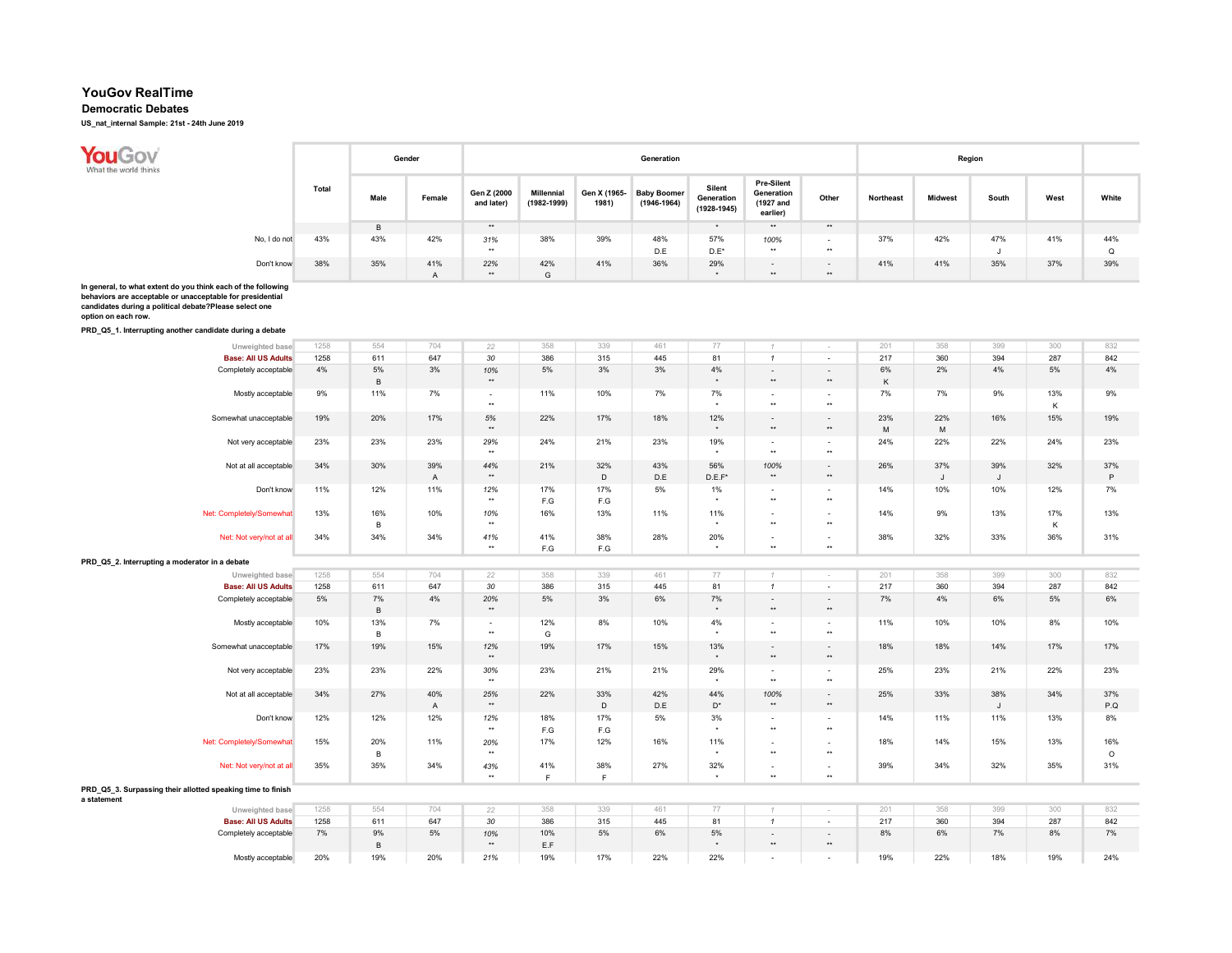# YouGov RealTime

## Democratic Debates

**US_nat_internal Sample: 21st - 24th June 2019**

| | Total | Gender | | Generation | | | | | | | Region | | | | |
|---|---|---|---|---|---|---|---|---|---|---|---|---|---|---|---|
| | | Male | Female | Gen Z (2000 and later) | Millennial (1982-1999) | Gen X (1965-1981) | Baby Boomer (1946-1964) | Silent Generation (1928-1945) | Pre-Silent Generation (1927 and earlier) | Other | Northeast | Midwest | South | West | White |
| | | B | | ** | | | | * | ** | ** | | | | | |
| No, I do not | 43% | 43% | 42% | 31% ** | 38% | 39% | 48% D.E | 57% D.E* | 100% ** | - ** | 37% | 42% | 47% J | 41% | 44% Q |
| Don't know | 38% | 35% | 41% A | 22% ** | 42% G | 41% | 36% | 29% * | - ** | - ** | 41% | 41% | 35% | 37% | 39% |

**In general, to what extent do you think each of the following behaviors are acceptable or unacceptable for presidential candidates during a political debate?Please select one option on each row.**

**PRD_Q5_1. Interrupting another candidate during a debate**

| | Total | Male | Female | Gen Z (2000 and later) | Millennial (1982-1999) | Gen X (1965-1981) | Baby Boomer (1946-1964) | Silent Generation (1928-1945) | Pre-Silent Generation (1927 and earlier) | Other | Northeast | Midwest | South | West | White |
|---|---|---|---|---|---|---|---|---|---|---|---|---|---|---|---|
| Unweighted base | 1258 | 554 | 704 | 22 | 358 | 339 | 461 | 77 | 1 | - | 201 | 358 | 399 | 300 | 832 |
| Base: All US Adults | 1258 | 611 | 647 | 30 | 386 | 315 | 445 | 81 | 1 | - | 217 | 360 | 394 | 287 | 842 |
| Completely acceptable | 4% | 5% B | 3% | 10% ** | 5% | 3% | 3% | 4% * | - ** | - ** | 6% K | 2% | 4% | 5% | 4% |
| Mostly acceptable | 9% | 11% | 7% | - ** | 11% | 10% | 7% | 7% * | - ** | - ** | 7% | 7% | 9% | 13% K | 9% |
| Somewhat unacceptable | 19% | 20% | 17% | 5% ** | 22% | 17% | 18% | 12% * | - ** | - ** | 23% M | 22% M | 16% | 15% | 19% |
| Not very acceptable | 23% | 23% | 23% | 29% ** | 24% | 21% | 23% | 19% * | - ** | - ** | 24% | 22% | 22% | 24% | 23% |
| Not at all acceptable | 34% | 30% | 39% A | 44% ** | 21% | 32% D | 43% D.E | 56% D.E.F* | 100% ** | - ** | 26% | 37% J | 39% J | 32% | 37% P |
| Don't know | 11% | 12% | 11% | 12% ** | 17% F.G | 17% F.G | 5% | 1% * | - ** | - ** | 14% | 10% | 10% | 12% | 7% |
| Net: Completely/Somewhat | 13% | 16% B | 10% | 10% ** | 16% | 13% | 11% | 11% * | - ** | - ** | 14% | 9% | 13% | 17% K | 13% |
| Net: Not very/not at all | 34% | 34% | 34% | 41% ** | 41% F.G | 38% F.G | 28% | 20% * | - ** | - ** | 38% | 32% | 33% | 36% | 31% |

**PRD_Q5_2. Interrupting a moderator in a debate**

| | Total | Male | Female | Gen Z (2000 and later) | Millennial (1982-1999) | Gen X (1965-1981) | Baby Boomer (1946-1964) | Silent Generation (1928-1945) | Pre-Silent Generation (1927 and earlier) | Other | Northeast | Midwest | South | West | White |
|---|---|---|---|---|---|---|---|---|---|---|---|---|---|---|---|
| Unweighted base | 1258 | 554 | 704 | 22 | 358 | 339 | 461 | 77 | 1 | - | 201 | 358 | 399 | 300 | 832 |
| Base: All US Adults | 1258 | 611 | 647 | 30 | 386 | 315 | 445 | 81 | 1 | - | 217 | 360 | 394 | 287 | 842 |
| Completely acceptable | 5% | 7% B | 4% | 20% ** | 5% | 3% | 6% | 7% * | - ** | - ** | 7% | 4% | 6% | 5% | 6% |
| Mostly acceptable | 10% | 13% B | 7% | - ** | 12% G | 8% | 10% | 4% * | - ** | - ** | 11% | 10% | 10% | 8% | 10% |
| Somewhat unacceptable | 17% | 19% | 15% | 12% ** | 19% | 17% | 15% | 13% * | - ** | - ** | 18% | 18% | 14% | 17% | 17% |
| Not very acceptable | 23% | 23% | 22% | 30% ** | 23% | 21% | 21% | 29% * | - ** | - ** | 25% | 23% | 21% | 22% | 23% |
| Not at all acceptable | 34% | 27% | 40% A | 25% ** | 22% | 33% D | 42% D.E | 44% D* | 100% ** | - ** | 25% | 33% | 38% J | 34% | 37% P.Q |
| Don't know | 12% | 12% | 12% | 12% ** | 18% F.G | 17% F.G | 5% | 3% * | - ** | - ** | 14% | 11% | 11% | 13% | 8% |
| Net: Completely/Somewhat | 15% | 20% B | 11% | 20% ** | 17% | 12% | 16% | 11% * | - ** | - ** | 18% | 14% | 15% | 13% | 16% O |
| Net: Not very/not at all | 35% | 35% | 34% | 43% ** | 41% F | 38% F | 27% | 32% * | - ** | - ** | 39% | 34% | 32% | 35% | 31% |

**PRD_Q5_3. Surpassing their allotted speaking time to finish a statement**

| | Total | Male | Female | Gen Z (2000 and later) | Millennial (1982-1999) | Gen X (1965-1981) | Baby Boomer (1946-1964) | Silent Generation (1928-1945) | Pre-Silent Generation (1927 and earlier) | Other | Northeast | Midwest | South | West | White |
|---|---|---|---|---|---|---|---|---|---|---|---|---|---|---|---|
| Unweighted base | 1258 | 554 | 704 | 22 | 358 | 339 | 461 | 77 | 1 | - | 201 | 358 | 399 | 300 | 832 |
| Base: All US Adults | 1258 | 611 | 647 | 30 | 386 | 315 | 445 | 81 | 1 | - | 217 | 360 | 394 | 287 | 842 |
| Completely acceptable | 7% | 9% B | 5% | 10% ** | 10% E.F | 5% | 6% | 5% * | - ** | - ** | 8% | 6% | 7% | 8% | 7% |
| Mostly acceptable | 20% | 19% | 20% | 21% | 19% | 17% | 22% | 22% | - | - | 19% | 22% | 18% | 19% | 24% |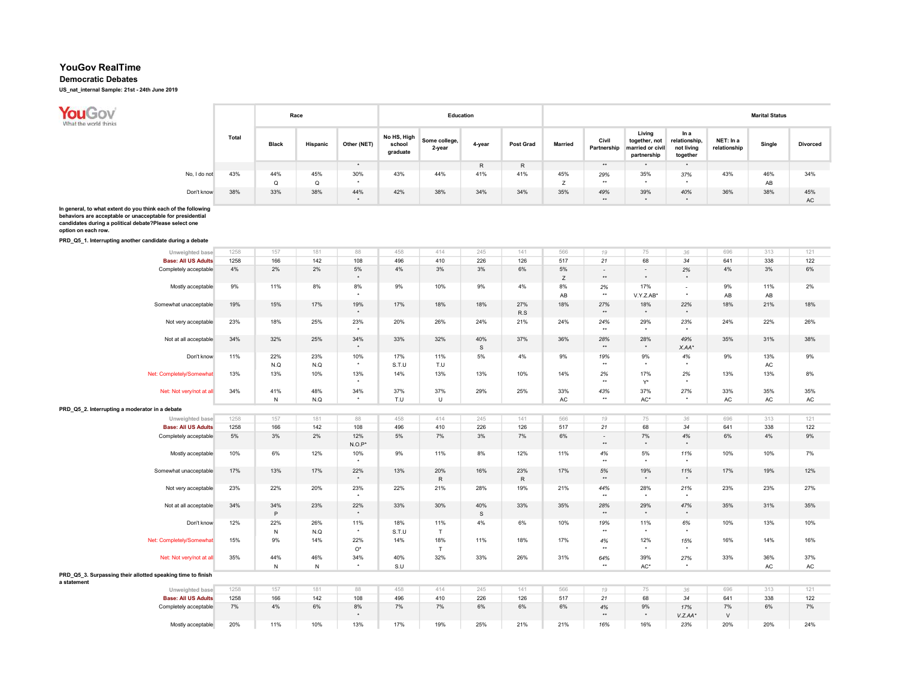# YouGov RealTime

## Democratic Debates

**US_nat_internal Sample: 21st - 24th June 2019**

| | Total | Race | | | Education | | | | Marital Status | | | | | | |
|---|---|---|---|---|---|---|---|---|---|---|---|---|---|---|---|
| | | Black | Hispanic | Other (NET) | No HS, High school graduate | Some college, 2-year | 4-year | Post Grad | Married | Civil Partnership | Living together, not married or civil partnership | In a relationship, not living together | NET: In a relationship | Single | Divorced |
| | | | | * | | | R | R | | ** | * | * | | | |
| No, I do not | 43% | 44% | 45% | 30% | 43% | 44% | 41% | 41% | 45% | 29% | 35% | 37% | 43% | 46% | 34% |
| | | Q | Q | * | | | | | Z | ** | * | * | | AB | |
| Don't know | 38% | 33% | 38% | 44% | 42% | 38% | 34% | 34% | 35% | 49% | 39% | 40% | 36% | 38% | 45% |
| | | | | * | | | | | | ** | * | * | | | AC |

**In general, to what extent do you think each of the following behaviors are acceptable or unacceptable for presidential candidates during a political debate?Please select one option on each row.**

**PRD_Q5_1. Interrupting another candidate during a debate**

| | Total | Black | Hispanic | Other (NET) | No HS, High school graduate | Some college, 2-year | 4-year | Post Grad | Married | Civil Partnership | Living together, not married or civil partnership | In a relationship, not living together | NET: In a relationship | Single | Divorced |
|---|---|---|---|---|---|---|---|---|---|---|---|---|---|---|---|
| Unweighted base | 1258 | 157 | 181 | 88 | 458 | 414 | 245 | 141 | 566 | 19 | 75 | 36 | 696 | 313 | 121 |
| Base: All US Adults | 1258 | 166 | 142 | 108 | 496 | 410 | 226 | 126 | 517 | 21 | 68 | 34 | 641 | 338 | 122 |
| Completely acceptable | 4% | 2% | 2% | 5% | 4% | 3% | 3% | 6% | 5% | - | - | 2% | 4% | 3% | 6% |
| | | | | * | | | | | Z | ** | * | * | | | |
| Mostly acceptable | 9% | 11% | 8% | 8% | 9% | 10% | 9% | 4% | 8% | 2% | 17% | - | 9% | 11% | 2% |
| | | | | * | | | | | AB | ** | V.Y.Z.AB* | * | AB | AB | |
| Somewhat unacceptable | 19% | 15% | 17% | 19% | 17% | 18% | 18% | 27% | 18% | 27% | 18% | 22% | 18% | 21% | 18% |
| | | | | * | | | | R.S | | ** | * | * | | | |
| Not very acceptable | 23% | 18% | 25% | 23% | 20% | 26% | 24% | 21% | 24% | 24% | 29% | 23% | 24% | 22% | 26% |
| | | | | * | | | | | | ** | * | * | | | |
| Not at all acceptable | 34% | 32% | 25% | 34% | 33% | 32% | 40% | 37% | 36% | 28% | 28% | 49% | 35% | 31% | 38% |
| | | | | * | | | S | | | ** | * | X.AA* | | | |
| Don't know | 11% | 22% | 23% | 10% | 17% | 11% | 5% | 4% | 9% | 19% | 9% | 4% | 9% | 13% | 9% |
| | | N.Q | N.Q | * | S.T.U | T.U | | | | ** | * | * | | AC | |
| Net: Completely/Somewhat | 13% | 13% | 10% | 13% | 14% | 13% | 13% | 10% | 14% | 2% | 17% | 2% | 13% | 13% | 8% |
| | | | | * | | | | | | ** | Y* | * | | | |
| Net: Not very/not at all | 34% | 41% | 48% | 34% | 37% | 37% | 29% | 25% | 33% | 43% | 37% | 27% | 33% | 35% | 35% |
| | | N | N.Q | * | T.U | U | | | AC | ** | AC* | * | AC | AC | AC |

**PRD_Q5_2. Interrupting a moderator in a debate**

| | Total | Black | Hispanic | Other (NET) | No HS, High school graduate | Some college, 2-year | 4-year | Post Grad | Married | Civil Partnership | Living together, not married or civil partnership | In a relationship, not living together | NET: In a relationship | Single | Divorced |
|---|---|---|---|---|---|---|---|---|---|---|---|---|---|---|---|
| Unweighted base | 1258 | 157 | 181 | 88 | 458 | 414 | 245 | 141 | 566 | 19 | 75 | 36 | 696 | 313 | 121 |
| Base: All US Adults | 1258 | 166 | 142 | 108 | 496 | 410 | 226 | 126 | 517 | 21 | 68 | 34 | 641 | 338 | 122 |
| Completely acceptable | 5% | 3% | 2% | 12% | 5% | 7% | 3% | 7% | 6% | - | 7% | 4% | 6% | 4% | 9% |
| | | | | N.O.P* | | | | | | ** | * | * | | | |
| Mostly acceptable | 10% | 6% | 12% | 10% | 9% | 11% | 8% | 12% | 11% | 4% | 5% | 11% | 10% | 10% | 7% |
| | | | | * | | | | | | ** | * | * | | | |
| Somewhat unacceptable | 17% | 13% | 17% | 22% | 13% | 20% | 16% | 23% | 17% | 5% | 19% | 11% | 17% | 19% | 12% |
| | | | | * | | R | | R | | ** | * | * | | | |
| Not very acceptable | 23% | 22% | 20% | 23% | 22% | 21% | 28% | 19% | 21% | 44% | 28% | 21% | 23% | 23% | 27% |
| | | | | * | | | | | | ** | * | * | | | |
| Not at all acceptable | 34% | 34% | 23% | 22% | 33% | 30% | 40% | 33% | 35% | 28% | 29% | 47% | 35% | 31% | 35% |
| | | P | | * | | | S | | | ** | * | * | | | |
| Don't know | 12% | 22% | 26% | 11% | 18% | 11% | 4% | 6% | 10% | 19% | 11% | 6% | 10% | 13% | 10% |
| | | N | N.Q | * | S.T.U | T | | | | ** | * | * | | | |
| Net: Completely/Somewhat | 15% | 9% | 14% | 22% | 14% | 18% | 11% | 18% | 17% | 4% | 12% | 15% | 16% | 14% | 16% |
| | | | | O* | | T | | | | ** | * | * | | | |
| Net: Not very/not at all | 35% | 44% | 46% | 34% | 40% | 32% | 33% | 26% | 31% | 64% | 39% | 27% | 33% | 36% | 37% |
| | | N | N | * | S.U | | | | | ** | AC* | * | | AC | AC |

**PRD_Q5_3. Surpassing their allotted speaking time to finish a statement**

| | Total | Black | Hispanic | Other (NET) | No HS, High school graduate | Some college, 2-year | 4-year | Post Grad | Married | Civil Partnership | Living together, not married or civil partnership | In a relationship, not living together | NET: In a relationship | Single | Divorced |
|---|---|---|---|---|---|---|---|---|---|---|---|---|---|---|---|
| Unweighted base | 1258 | 157 | 181 | 88 | 458 | 414 | 245 | 141 | 566 | 19 | 75 | 36 | 696 | 313 | 121 |
| Base: All US Adults | 1258 | 166 | 142 | 108 | 496 | 410 | 226 | 126 | 517 | 21 | 68 | 34 | 641 | 338 | 122 |
| Completely acceptable | 7% | 4% | 6% | 8% | 7% | 7% | 6% | 6% | 6% | 4% | 9% | 17% | 7% | 6% | 7% |
| | | | | * | | | | | | ** | * | V.Z.AA* | V | | |
| Mostly acceptable | 20% | 11% | 10% | 13% | 17% | 19% | 25% | 21% | 21% | 16% | 16% | 23% | 20% | 20% | 24% |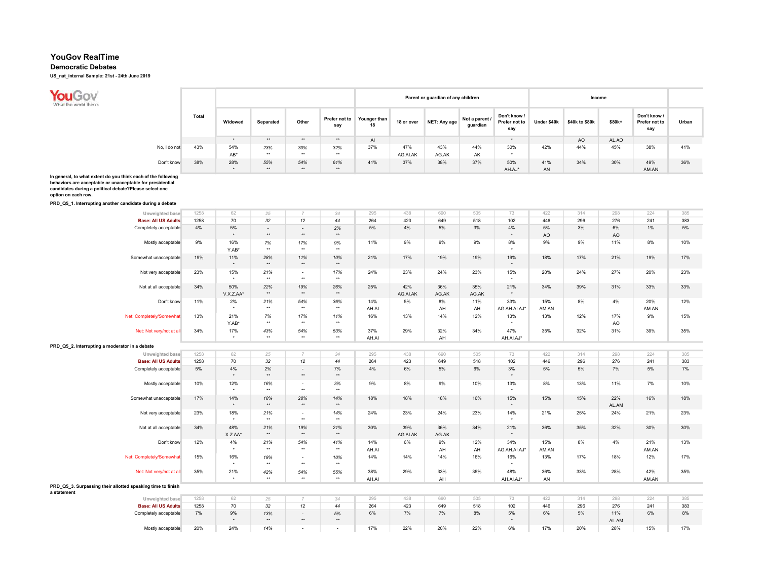# YouGov RealTime

## Democratic Debates

**US_nat_internal Sample: 21st - 24th June 2019**

| | Total | Widowed | Separated | Other | Prefer not to say | Parent or guardian of any children: Younger than 18 | 18 or over | NET: Any age | Not a parent / guardian | Don't know / Prefer not to say | Income: Under $40k | $40k to $80k | $80k+ | Don't know / Prefer not to say | Urban |
|---|---|---|---|---|---|---|---|---|---|---|---|---|---|---|---|
| | | * | ** | ** | ** | AI | | | | * | | AO | AL.AO | | |
| No, I do not | 43% | 54% AB* | 23% ** | 30% ** | 32% ** | 37% | 47% AG.AI.AK | 43% AG.AK | 44% AK | 30% * | 42% | 44% | 45% | 38% | 41% |
| Don't know | 38% | 28% * | 55% ** | 54% ** | 61% ** | 41% | 37% | 38% | 37% | 50% AH.AJ* | 41% AN | 34% | 30% | 49% AM.AN | 36% |

**In general, to what extent do you think each of the following behaviors are acceptable or unacceptable for presidential candidates during a political debate?Please select one option on each row.**

**PRD_Q5_1. Interrupting another candidate during a debate**

| | Total | Widowed | Separated | Other | Prefer not to say | Younger than 18 | 18 or over | NET: Any age | Not a parent / guardian | Don't know / Prefer not to say | Under $40k | $40k to $80k | $80k+ | Don't know / Prefer not to say | Urban |
|---|---|---|---|---|---|---|---|---|---|---|---|---|---|---|---|
| Unweighted base | 1258 | 62 | 25 | 7 | 34 | 295 | 438 | 690 | 505 | 73 | 422 | 314 | 298 | 224 | 385 |
| Base: All US Adults | 1258 | 70 | 32 | 12 | 44 | 264 | 423 | 649 | 518 | 102 | 446 | 296 | 276 | 241 | 383 |
| Completely acceptable | 4% | 5% * | - ** | - ** | 2% ** | 5% | 4% | 5% | 3% | 4% * | 5% AO | 3% | 6% AO | 1% | 5% |
| Mostly acceptable | 9% | 16% Y.AB* | 7% ** | 17% ** | 9% ** | 11% | 9% | 9% | 9% | 8% * | 9% | 9% | 11% | 8% | 10% |
| Somewhat unacceptable | 19% | 11% * | 28% ** | 11% ** | 10% ** | 21% | 17% | 19% | 19% | 19% * | 18% | 17% | 21% | 19% | 17% |
| Not very acceptable | 23% | 15% * | 21% ** | - ** | 17% ** | 24% | 23% | 24% | 23% | 15% * | 20% | 24% | 27% | 20% | 23% |
| Not at all acceptable | 34% | 50% V.X.Z.AA* | 22% ** | 19% ** | 26% ** | 25% | 42% AG.AI.AK | 36% AG.AK | 35% AG.AK | 21% * | 34% | 39% | 31% | 33% | 33% |
| Don't know | 11% | 2% * | 21% ** | 54% ** | 36% ** | 14% AH.AI | 5% | 8% AH | 11% AH | 33% AG.AH.AI.AJ* | 15% AM.AN | 8% | 4% | 20% AM.AN | 12% |
| Net: Completely/Somewhat | 13% | 21% Y.AB* | 7% ** | 17% ** | 11% ** | 16% | 13% | 14% | 12% | 13% * | 13% | 12% | 17% AO | 9% | 15% |
| Net: Not very/not at all | 34% | 17% * | 43% ** | 54% ** | 53% ** | 37% AH.AI | 29% | 32% AH | 34% | 47% AH.AI.AJ* | 35% | 32% | 31% | 39% | 35% |

**PRD_Q5_2. Interrupting a moderator in a debate**

| | Total | Widowed | Separated | Other | Prefer not to say | Younger than 18 | 18 or over | NET: Any age | Not a parent / guardian | Don't know / Prefer not to say | Under $40k | $40k to $80k | $80k+ | Don't know / Prefer not to say | Urban |
|---|---|---|---|---|---|---|---|---|---|---|---|---|---|---|---|
| Unweighted base | 1258 | 62 | 25 | 7 | 34 | 295 | 438 | 690 | 505 | 73 | 422 | 314 | 298 | 224 | 385 |
| Base: All US Adults | 1258 | 70 | 32 | 12 | 44 | 264 | 423 | 649 | 518 | 102 | 446 | 296 | 276 | 241 | 383 |
| Completely acceptable | 5% | 4% * | 2% ** | - ** | 7% ** | 4% | 6% | 5% | 6% | 3% * | 5% | 5% | 7% | 5% | 7% |
| Mostly acceptable | 10% | 12% * | 16% ** | - ** | 3% ** | 9% | 8% | 9% | 10% | 13% * | 8% | 13% | 11% | 7% | 10% |
| Somewhat unacceptable | 17% | 14% * | 18% ** | 28% ** | 14% ** | 18% | 18% | 18% | 16% | 15% * | 15% | 15% | 22% AL.AM | 16% | 18% |
| Not very acceptable | 23% | 18% * | 21% ** | - ** | 14% ** | 24% | 23% | 24% | 23% | 14% * | 21% | 25% | 24% | 21% | 23% |
| Not at all acceptable | 34% | 48% X.Z.AA* | 21% ** | 19% ** | 21% ** | 30% | 39% AG.AI.AK | 36% AG.AK | 34% | 21% * | 36% | 35% | 32% | 30% | 30% |
| Don't know | 12% | 4% * | 21% ** | 54% ** | 41% ** | 14% AH.AI | 6% | 9% AH | 12% AH | 34% AG.AH.AI.AJ* | 15% AM.AN | 8% | 4% | 21% AM.AN | 13% |
| Net: Completely/Somewhat | 15% | 16% * | 19% ** | - ** | 10% ** | 14% | 14% | 14% | 16% | 16% * | 13% | 17% | 18% | 12% | 17% |
| Net: Not very/not at all | 35% | 21% * | 42% ** | 54% ** | 55% ** | 38% AH.AI | 29% | 33% AH | 35% | 48% AH.AI.AJ* | 36% AN | 33% | 28% | 42% AM.AN | 35% |

**PRD_Q5_3. Surpassing their allotted speaking time to finish a statement**

| | Total | Widowed | Separated | Other | Prefer not to say | Younger than 18 | 18 or over | NET: Any age | Not a parent / guardian | Don't know / Prefer not to say | Under $40k | $40k to $80k | $80k+ | Don't know / Prefer not to say | Urban |
|---|---|---|---|---|---|---|---|---|---|---|---|---|---|---|---|
| Unweighted base | 1258 | 62 | 25 | 7 | 34 | 295 | 438 | 690 | 505 | 73 | 422 | 314 | 298 | 224 | 385 |
| Base: All US Adults | 1258 | 70 | 32 | 12 | 44 | 264 | 423 | 649 | 518 | 102 | 446 | 296 | 276 | 241 | 383 |
| Completely acceptable | 7% | 9% * | 13% ** | - ** | 5% ** | 6% | 7% | 7% | 8% | 5% * | 6% | 5% | 11% AL.AM | 6% | 8% |
| Mostly acceptable | 20% | 24% | 14% | - | - | 17% | 22% | 20% | 22% | 6% | 17% | 20% | 28% | 15% | 17% |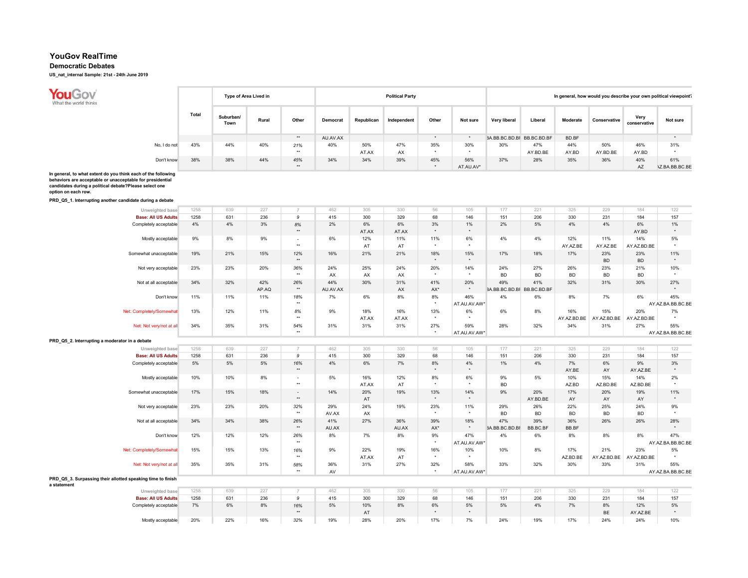# YouGov RealTime

## Democratic Debates

**US_nat_internal Sample: 21st - 24th June 2019**

| | Total | Type of Area Lived in | | | Political Party | | | | | In general, how would you describe your own political viewpoint? | | | | | |
|---|---|---|---|---|---|---|---|---|---|---|---|---|---|---|---|
| | | Suburban/ Town | Rural | Other | Democrat | Republican | Independent | Other | Not sure | Very liberal | Liberal | Moderate | Conservative | Very conservative | Not sure |
| | | | | ** | AU.AV.AX | | | * | * | 3A.BB.BC.BD.BI | BB.BC.BD.BF | BD.BF | | | * |
| No, I do not | 43% | 44% | 40% | 21% ** | 40% | 50% AT.AX | 47% AX | 35% * | 30% * | 30% | 47% AY.BD.BE | 44% AY.BD | 50% AY.BD.BE | 46% AY.BD | 31% * |
| Don't know | 38% | 38% | 44% | 45% ** | 34% | 34% | 39% | 45% * | 56% AT.AU.AV* | 37% | 28% | 35% | 36% | 40% AZ | 61% \Z.BA.BB.BC.BE |

**In general, to what extent do you think each of the following behaviors are acceptable or unacceptable for presidential candidates during a political debate?Please select one option on each row.**

**PRD_Q5_1. Interrupting another candidate during a debate**

| | Total | Suburban/ Town | Rural | Other | Democrat | Republican | Independent | Other | Not sure | Very liberal | Liberal | Moderate | Conservative | Very conservative | Not sure |
|---|---|---|---|---|---|---|---|---|---|---|---|---|---|---|---|
| Unweighted base | 1258 | 639 | 227 | 7 | 462 | 305 | 330 | 56 | 105 | 177 | 221 | 325 | 229 | 184 | 122 |
| Base: All US Adults | 1258 | 631 | 236 | 9 | 415 | 300 | 329 | 68 | 146 | 151 | 206 | 330 | 231 | 184 | 157 |
| Completely acceptable | 4% | 4% | 3% | 8% ** | 2% | 6% AT.AX | 6% AT.AX | 3% * | 1% * | 2% | 5% | 4% | 4% | 6% AY.BD | 1% * |
| Mostly acceptable | 9% | 8% | 9% | - ** | 6% | 12% AT | 11% AT | 11% * | 6% * | 4% | 4% | 12% AY.AZ.BE | 11% AY.AZ.BE | 14% AY.AZ.BD.BE | 5% * |
| Somewhat unacceptable | 19% | 21% | 15% | 12% ** | 16% | 21% | 21% | 18% * | 15% * | 17% | 18% | 17% | 23% BD | 23% BD | 11% * |
| Not very acceptable | 23% | 23% | 20% | 36% ** | 24% AX | 25% AX | 24% AX | 20% * | 14% * | 24% BD | 27% BD | 26% BD | 23% BD | 21% BD | 10% * |
| Not at all acceptable | 34% | 32% | 42% AP.AQ | 26% ** | 44% AU.AV.AX | 30% | 31% AX | 41% AX* | 20% * | 49% 3A.BB.BC.BD.BI | 41% BB.BC.BD.BF | 32% | 31% | 30% | 27% * |
| Don't know | 11% | 11% | 11% | 18% ** | 7% | 6% | 8% | 8% * | 46% AT.AU.AV.AW* | 4% | 6% | 8% | 7% | 6% | 45% AY.AZ.BA.BB.BC.BE |
| Net: Completely/Somewhat | 13% | 12% | 11% | 8% ** | 9% | 18% AT.AX | 16% AT.AX | 13% * | 6% * | 6% | 8% | 16% AY.AZ.BD.BE | 15% AY.AZ.BD.BE | 20% AY.AZ.BD.BE | 7% * |
| Net: Not very/not at all | 34% | 35% | 31% | 54% ** | 31% | 31% | 31% | 27% * | 59% AT.AU.AV.AW* | 28% | 32% | 34% | 31% | 27% | 55% AY.AZ.BA.BB.BC.BE |

**PRD_Q5_2. Interrupting a moderator in a debate**

| | Total | Suburban/ Town | Rural | Other | Democrat | Republican | Independent | Other | Not sure | Very liberal | Liberal | Moderate | Conservative | Very conservative | Not sure |
|---|---|---|---|---|---|---|---|---|---|---|---|---|---|---|---|
| Unweighted base | 1258 | 639 | 227 | 7 | 462 | 305 | 330 | 56 | 105 | 177 | 221 | 325 | 229 | 184 | 122 |
| Base: All US Adults | 1258 | 631 | 236 | 9 | 415 | 300 | 329 | 68 | 146 | 151 | 206 | 330 | 231 | 184 | 157 |
| Completely acceptable | 5% | 5% | 5% | 16% ** | 4% | 6% | 7% | 8% * | 4% * | 1% | 4% | 7% AY.BE | 6% AY | 9% AY.AZ.BE | 3% * |
| Mostly acceptable | 10% | 10% | 8% | - ** | 5% | 16% AT.AX | 12% AT | 8% * | 6% * | 9% BD | 5% | 10% AZ.BD | 15% AZ.BD.BE | 14% AZ.BD.BE | 2% * |
| Somewhat unacceptable | 17% | 15% | 18% | - ** | 14% | 20% AT | 19% | 13% * | 14% * | 9% | 20% AY.BD.BE | 17% AY | 20% AY | 19% AY | 11% * |
| Not very acceptable | 23% | 23% | 20% | 32% ** | 29% AV.AX | 24% AX | 19% | 23% * | 11% * | 29% BD | 26% BD | 22% BD | 25% BD | 24% BD | 9% * |
| Not at all acceptable | 34% | 34% | 38% | 26% ** | 41% AU.AX | 27% | 36% AU.AX | 39% AX* | 18% * | 47% 3A.BB.BC.BD.BI | 39% BB.BC.BF | 36% BB.BF | 26% | 26% | 28% * |
| Don't know | 12% | 12% | 12% | 26% ** | 8% | 7% | 8% | 9% * | 47% AT.AU.AV.AW* | 4% | 6% | 8% | 8% | 8% | 47% AY.AZ.BA.BB.BC.BE |
| Net: Completely/Somewhat | 15% | 15% | 13% | 16% ** | 9% | 22% AT.AX | 19% AT | 16% * | 10% * | 10% | 8% | 17% AZ.BD.BE | 21% AY.AZ.BD.BE | 23% AY.AZ.BD.BE | 5% * |
| Net: Not very/not at all | 35% | 35% | 31% | 58% ** | 36% AV | 31% | 27% | 32% * | 58% AT.AU.AV.AW* | 33% | 32% | 30% | 33% | 31% | 55% AY.AZ.BA.BB.BC.BE |

**PRD_Q5_3. Surpassing their allotted speaking time to finish a statement**

| | Total | Suburban/ Town | Rural | Other | Democrat | Republican | Independent | Other | Not sure | Very liberal | Liberal | Moderate | Conservative | Very conservative | Not sure |
|---|---|---|---|---|---|---|---|---|---|---|---|---|---|---|---|
| Unweighted base | 1258 | 639 | 227 | 7 | 462 | 305 | 330 | 56 | 105 | 177 | 221 | 325 | 229 | 184 | 122 |
| Base: All US Adults | 1258 | 631 | 236 | 9 | 415 | 300 | 329 | 68 | 146 | 151 | 206 | 330 | 231 | 184 | 157 |
| Completely acceptable | 7% | 6% | 8% | 16% ** | 5% | 10% AT | 8% | 6% * | 5% * | 5% | 4% | 7% | 8% BE | 12% AY.AZ.BE | 5% * |
| Mostly acceptable | 20% | 22% | 16% | 32% | 19% | 28% | 20% | 17% | 7% | 24% | 19% | 17% | 24% | 24% | 10% |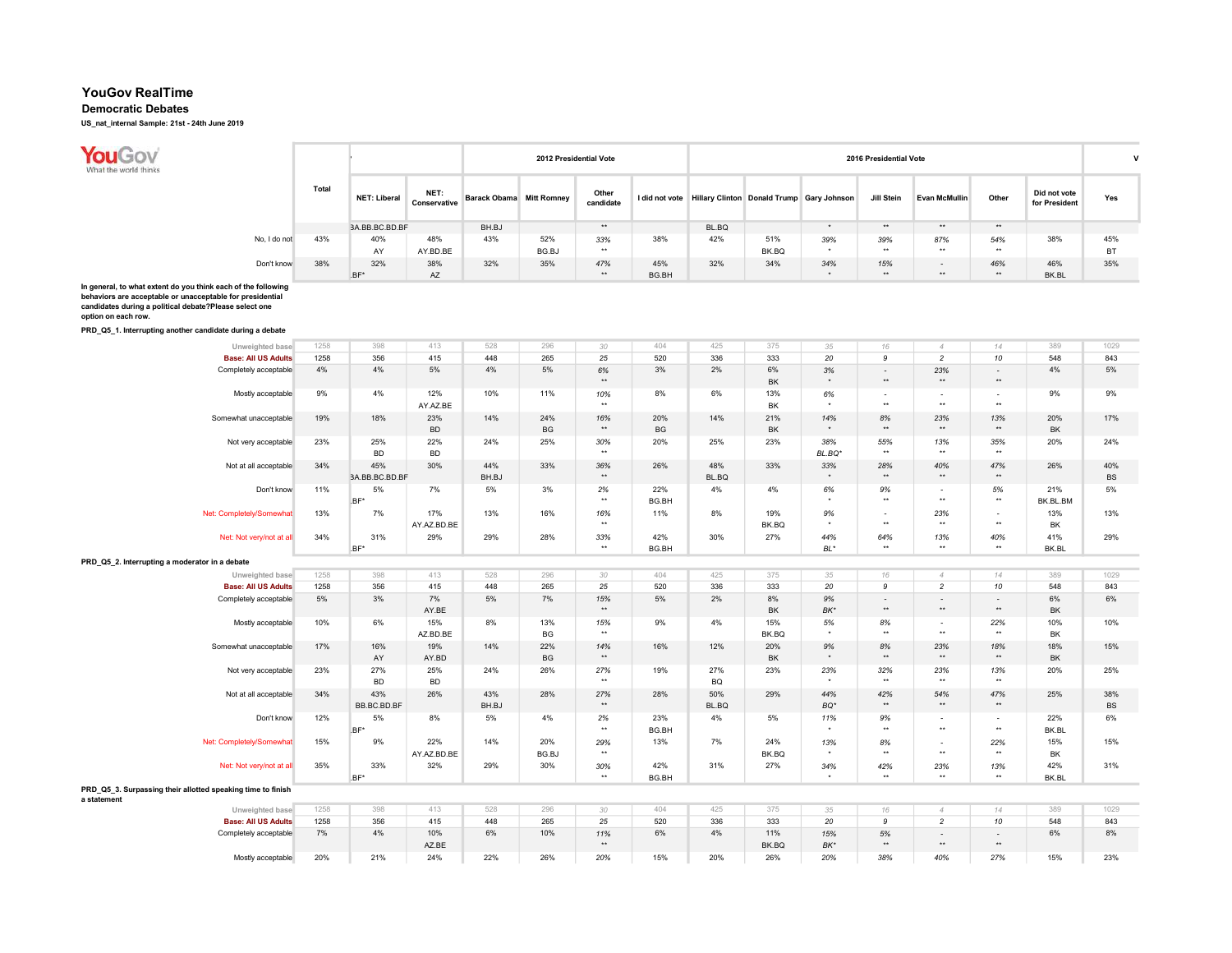# YouGov RealTime

## Democratic Debates

**US_nat_internal Sample: 21st - 24th June 2019**

| | Total | NET: Liberal | NET: Conservative | 2012 Presidential Vote: Barack Obama | Mitt Romney | Other candidate | I did not vote | 2016 Presidential Vote: Hillary Clinton | Donald Trump | Gary Johnson | Jill Stein | Evan McMullin | Other | Did not vote for President | Yes |
|---|---|---|---|---|---|---|---|---|---|---|---|---|---|---|---|
| | | BA.BB.BC.BD.BF | | BH.BJ | | ** | | BL.BQ | | * | ** | ** | ** | | |
| No, I do not | 43% | 40% | 48% | 43% | 52% | 33% | 38% | 42% | 51% | 39% | 39% | 87% | 54% | 38% | 45% |
| | | AY | AY.BD.BE | | BG.BJ | ** | | | BK.BQ | * | ** | ** | ** | | BT |
| Don't know | 38% | 32% | 38% | 32% | 35% | 47% | 45% | 32% | 34% | 34% | 15% | - | 46% | 46% | 35% |
| | | BF* | AZ | | | ** | BG.BH | | | * | ** | ** | ** | BK.BL | |

**In general, to what extent do you think each of the following behaviors are acceptable or unacceptable for presidential candidates during a political debate?Please select one option on each row.**

**PRD_Q5_1. Interrupting another candidate during a debate**

| | Total | NET: Liberal | NET: Conservative | Barack Obama | Mitt Romney | Other candidate | I did not vote | Hillary Clinton | Donald Trump | Gary Johnson | Jill Stein | Evan McMullin | Other | Did not vote for President | Yes |
|---|---|---|---|---|---|---|---|---|---|---|---|---|---|---|---|
| Unweighted base | 1258 | 398 | 413 | 528 | 296 | 30 | 404 | 425 | 375 | 35 | 16 | 4 | 14 | 389 | 1029 |
| Base: All US Adults | 1258 | 356 | 415 | 448 | 265 | 25 | 520 | 336 | 333 | 20 | 9 | 2 | 10 | 548 | 843 |
| Completely acceptable | 4% | 4% | 5% | 4% | 5% | 6% | 3% | 2% | 6% | 3% | - | 23% | - | 4% | 5% |
| | | | | | | ** | | | BK | * | ** | ** | ** | | |
| Mostly acceptable | 9% | 4% | 12% | 10% | 11% | 10% | 8% | 6% | 13% | 6% | - | - | - | 9% | 9% |
| | | | AY.AZ.BE | | | ** | | | BK | * | ** | ** | ** | | |
| Somewhat unacceptable | 19% | 18% | 23% | 14% | 24% | 16% | 20% | 14% | 21% | 14% | 8% | 23% | 13% | 20% | 17% |
| | | | BD | | BG | ** | BG | | BK | * | ** | ** | ** | BK | |
| Not very acceptable | 23% | 25% | 22% | 24% | 25% | 30% | 20% | 25% | 23% | 38% | 55% | 13% | 35% | 20% | 24% |
| | | BD | BD | | | ** | | | | BL.BQ* | ** | ** | ** | | |
| Not at all acceptable | 34% | 45% | 30% | 44% | 33% | 36% | 26% | 48% | 33% | 33% | 28% | 40% | 47% | 26% | 40% |
| | | BA.BB.BC.BD.BF | | BH.BJ | | ** | | BL.BQ | | * | ** | ** | ** | | BS |
| Don't know | 11% | 5% | 7% | 5% | 3% | 2% | 22% | 4% | 4% | 6% | 9% | - | 5% | 21% | 5% |
| | | BF* | | | | ** | BG.BH | | | * | ** | ** | ** | BK.BL.BM | |
| Net: Completely/Somewhat | 13% | 7% | 17% | 13% | 16% | 16% | 11% | 8% | 19% | 9% | - | 23% | - | 13% | 13% |
| | | | AY.AZ.BD.BE | | | ** | | | BK.BQ | * | ** | ** | ** | BK | |
| Net: Not very/not at all | 34% | 31% | 29% | 29% | 28% | 33% | 42% | 30% | 27% | 44% | 64% | 13% | 40% | 41% | 29% |
| | | BF* | | | | ** | BG.BH | | | BL* | ** | ** | ** | BK.BL | |

**PRD_Q5_2. Interrupting a moderator in a debate**

| | Total | NET: Liberal | NET: Conservative | Barack Obama | Mitt Romney | Other candidate | I did not vote | Hillary Clinton | Donald Trump | Gary Johnson | Jill Stein | Evan McMullin | Other | Did not vote for President | Yes |
|---|---|---|---|---|---|---|---|---|---|---|---|---|---|---|---|
| Unweighted base | 1258 | 398 | 413 | 528 | 296 | 30 | 404 | 425 | 375 | 35 | 16 | 4 | 14 | 389 | 1029 |
| Base: All US Adults | 1258 | 356 | 415 | 448 | 265 | 25 | 520 | 336 | 333 | 20 | 9 | 2 | 10 | 548 | 843 |
| Completely acceptable | 5% | 3% | 7% | 5% | 7% | 15% | 5% | 2% | 8% | 9% | - | - | - | 6% | 6% |
| | | | AY.BE | | | ** | | | BK | BK* | ** | ** | ** | BK | |
| Mostly acceptable | 10% | 6% | 15% | 8% | 13% | 15% | 9% | 4% | 15% | 5% | 8% | - | 22% | 10% | 10% |
| | | | AZ.BD.BE | | BG | ** | | | BK.BQ | * | ** | ** | ** | BK | |
| Somewhat unacceptable | 17% | 16% | 19% | 14% | 22% | 14% | 16% | 12% | 20% | 9% | 8% | 23% | 18% | 18% | 15% |
| | | AY | AY.BD | | BG | ** | | | BK | * | ** | ** | ** | BK | |
| Not very acceptable | 23% | 27% | 25% | 24% | 26% | 27% | 19% | 27% | 23% | 23% | 32% | 23% | 13% | 20% | 25% |
| | | BD | BD | | | ** | | BQ | | * | ** | ** | ** | | |
| Not at all acceptable | 34% | 43% | 26% | 43% | 28% | 27% | 28% | 50% | 29% | 44% | 42% | 54% | 47% | 25% | 38% |
| | | BB.BC.BD.BF | | BH.BJ | | ** | | BL.BQ | | BQ* | ** | ** | ** | | BS |
| Don't know | 12% | 5% | 8% | 5% | 4% | 2% | 23% | 4% | 5% | 11% | 9% | - | - | 22% | 6% |
| | | BF* | | | | ** | BG.BH | | | * | ** | ** | ** | BK.BL | |
| Net: Completely/Somewhat | 15% | 9% | 22% | 14% | 20% | 29% | 13% | 7% | 24% | 13% | 8% | - | 22% | 15% | 15% |
| | | | AY.AZ.BD.BE | | BG.BJ | ** | | | BK.BQ | * | ** | ** | ** | BK | |
| Net: Not very/not at all | 35% | 33% | 32% | 29% | 30% | 30% | 42% | 31% | 27% | 34% | 42% | 23% | 13% | 42% | 31% |
| | | BF* | | | | ** | BG.BH | | | * | ** | ** | ** | BK.BL | |

**PRD_Q5_3. Surpassing their allotted speaking time to finish a statement**

| | Total | NET: Liberal | NET: Conservative | Barack Obama | Mitt Romney | Other candidate | I did not vote | Hillary Clinton | Donald Trump | Gary Johnson | Jill Stein | Evan McMullin | Other | Did not vote for President | Yes |
|---|---|---|---|---|---|---|---|---|---|---|---|---|---|---|---|
| Unweighted base | 1258 | 398 | 413 | 528 | 296 | 30 | 404 | 425 | 375 | 35 | 16 | 4 | 14 | 389 | 1029 |
| Base: All US Adults | 1258 | 356 | 415 | 448 | 265 | 25 | 520 | 336 | 333 | 20 | 9 | 2 | 10 | 548 | 843 |
| Completely acceptable | 7% | 4% | 10% | 6% | 10% | 11% | 6% | 4% | 11% | 15% | 5% | - | - | 6% | 8% |
| | | | AZ.BE | | | ** | | | BK.BQ | BK* | ** | ** | ** | | |
| Mostly acceptable | 20% | 21% | 24% | 22% | 26% | 20% | 15% | 20% | 26% | 20% | 38% | 40% | 27% | 15% | 23% |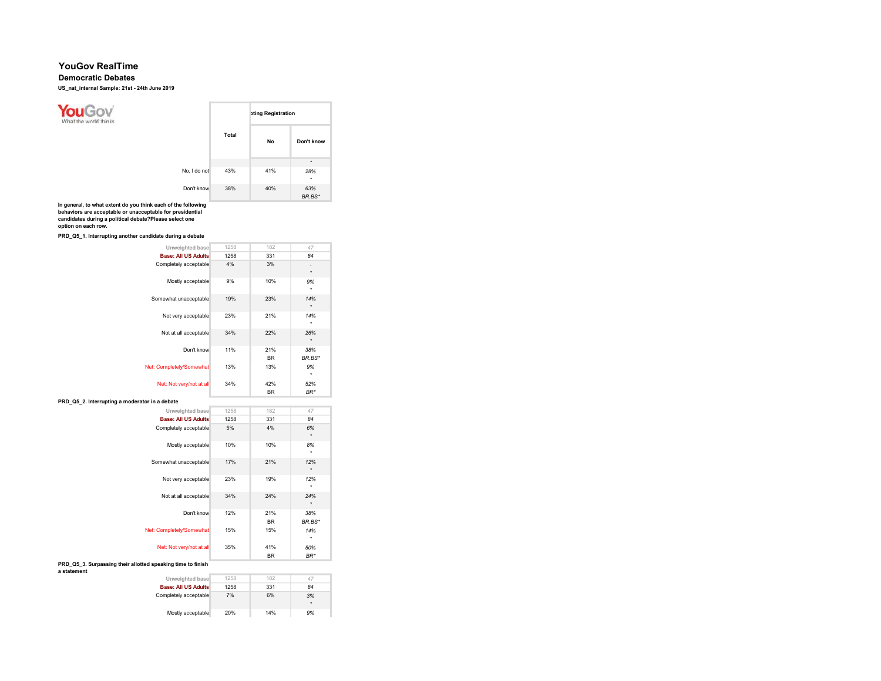# YouGov RealTime

## Democratic Debates

**US_nat_internal Sample: 21st - 24th June 2019**

| | Total | oting Registration | |
|---|---|---|---|
| | | No | Don't know |
| | | | * |
| No, I do not | 43% | 41% | *28%* |
| | | | * |
| Don't know | 38% | 40% | *63%* |
| | | | *BR.BS** |

**In general, to what extent do you think each of the following behaviors are acceptable or unacceptable for presidential candidates during a political debate?Please select one option on each row.**

**PRD_Q5_1. Interrupting another candidate during a debate**

| | Total | No | Don't know |
|---|---|---|---|
| Unweighted base | 1258 | 182 | *47* |
| Base: All US Adults | 1258 | 331 | *84* |
| Completely acceptable | 4% | 3% | *-* |
| | | | * |
| Mostly acceptable | 9% | 10% | *9%* |
| | | | * |
| Somewhat unacceptable | 19% | 23% | *14%* |
| | | | * |
| Not very acceptable | 23% | 21% | *14%* |
| | | | * |
| Not at all acceptable | 34% | 22% | *26%* |
| | | | * |
| Don't know | 11% | 21% | *38%* |
| | | BR | *BR.BS** |
| Net: Completely/Somewhat | 13% | 13% | *9%* |
| | | | * |
| Net: Not very/not at all | 34% | 42% | *52%* |
| | | BR | *BR** |

**PRD_Q5_2. Interrupting a moderator in a debate**

| | Total | No | Don't know |
|---|---|---|---|
| Unweighted base | 1258 | 182 | *47* |
| Base: All US Adults | 1258 | 331 | *84* |
| Completely acceptable | 5% | 4% | *6%* |
| | | | * |
| Mostly acceptable | 10% | 10% | *8%* |
| | | | * |
| Somewhat unacceptable | 17% | 21% | *12%* |
| | | | * |
| Not very acceptable | 23% | 19% | *12%* |
| | | | * |
| Not at all acceptable | 34% | 24% | *24%* |
| | | | * |
| Don't know | 12% | 21% | *38%* |
| | | BR | *BR.BS** |
| Net: Completely/Somewhat | 15% | 15% | *14%* |
| | | | * |
| Net: Not very/not at all | 35% | 41% | *50%* |
| | | BR | *BR** |

**PRD_Q5_3. Surpassing their allotted speaking time to finish a statement**

| | Total | No | Don't know |
|---|---|---|---|
| Unweighted base | 1258 | 182 | *47* |
| Base: All US Adults | 1258 | 331 | *84* |
| Completely acceptable | 7% | 6% | *3%* |
| | | | * |
| Mostly acceptable | 20% | 14% | *9%* |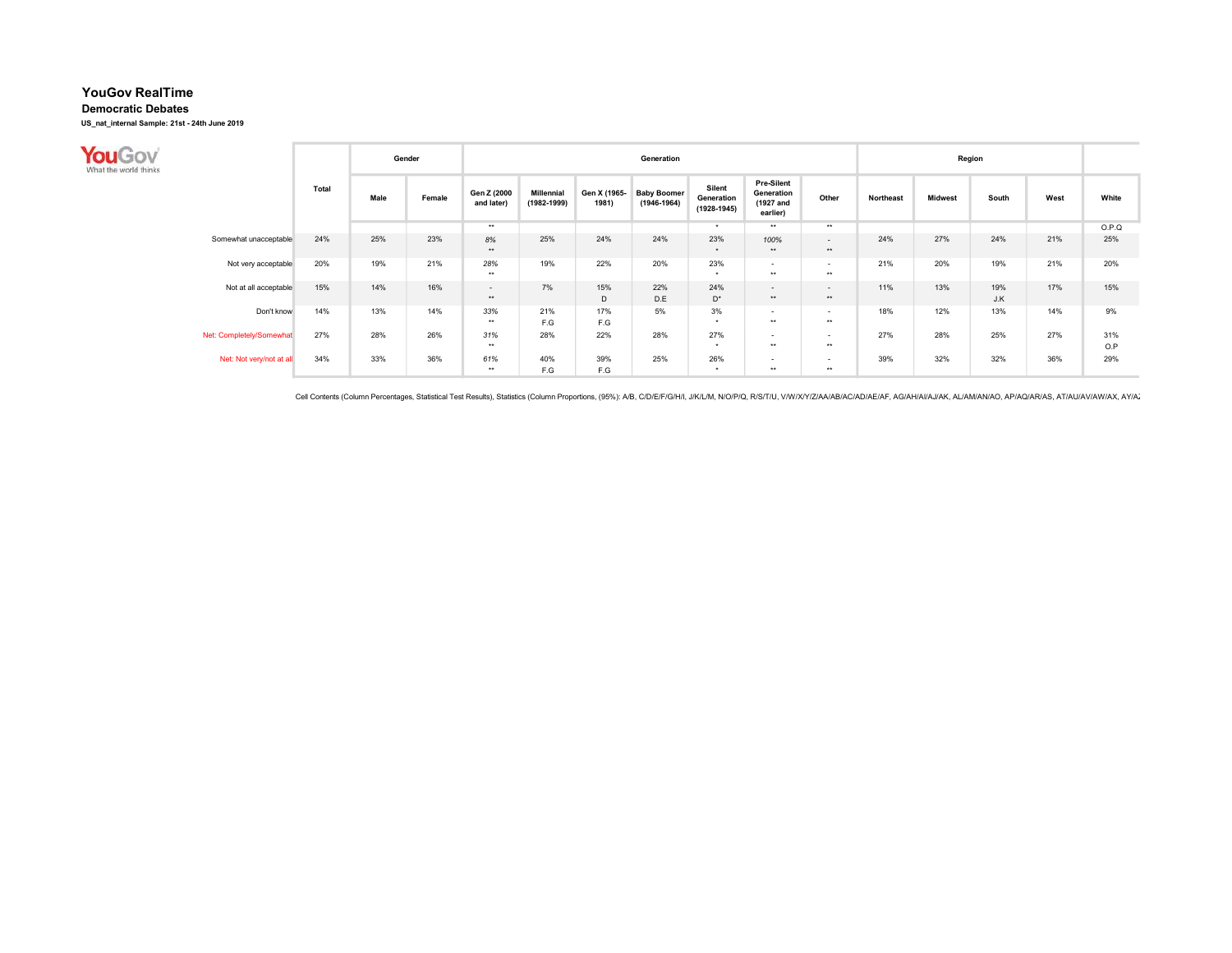# YouGov RealTime

### Democratic Debates

**US_nat_internal Sample: 21st - 24th June 2019**

| | Total | Gender | | Generation | | | | | | | Region | | | | |
|---|---|---|---|---|---|---|---|---|---|---|---|---|---|---|---|
| | | Male | Female | Gen Z (2000 and later) | Millennial (1982-1999) | Gen X (1965-1981) | Baby Boomer (1946-1964) | Silent Generation (1928-1945) | Pre-Silent Generation (1927 and earlier) | Other | Northeast | Midwest | South | West | White |
| | | | | ** | | | | * | ** | ** | | | | | O.P.Q |
| Somewhat unacceptable | 24% | 25% | 23% | 8% ** | 25% | 24% | 24% | 23% * | 100% ** | - ** | 24% | 27% | 24% | 21% | 25% |
| Not very acceptable | 20% | 19% | 21% | 28% ** | 19% | 22% | 20% | 23% * | - ** | - ** | 21% | 20% | 19% | 21% | 20% |
| Not at all acceptable | 15% | 14% | 16% | - ** | 7% | 15% D | 22% D.E | 24% D* | - ** | - ** | 11% | 13% | 19% J.K | 17% | 15% |
| Don't know | 14% | 13% | 14% | 33% ** | 21% F.G | 17% F.G | 5% | 3% * | - ** | - ** | 18% | 12% | 13% | 14% | 9% |
| Net: Completely/Somewhat | 27% | 28% | 26% | 31% ** | 28% | 22% | 28% | 27% * | - ** | - ** | 27% | 28% | 25% | 27% | 31% O.P |
| Net: Not very/not at all | 34% | 33% | 36% | 61% ** | 40% F.G | 39% F.G | 25% | 26% * | - ** | - ** | 39% | 32% | 32% | 36% | 29% |

Cell Contents (Column Percentages, Statistical Test Results), Statistics (Column Proportions, (95%): A/B, C/D/E/F/G/H/I, J/K/L/M, N/O/P/Q, R/S/T/U, V/W/X/Y/Z/AA/AB/AC/AD/AE/AF, AG/AH/AI/AJ/AK, AL/AM/AN/AO, AP/AQ/AR/AS, AT/AU/AV/AW/AX, AY/AZ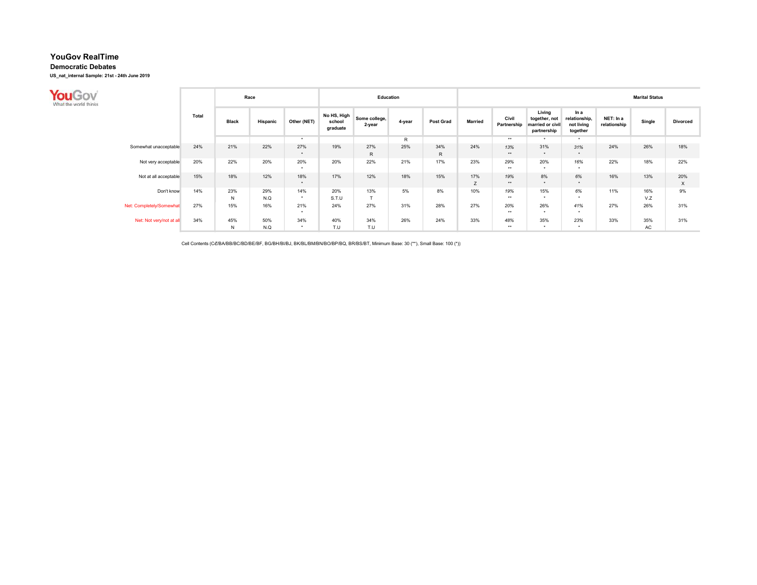# YouGov RealTime

## Democratic Debates

**US_nat_internal Sample: 21st - 24th June 2019**

| | Total | Race | | | Education | | | | Marital Status | | | | | | |
|---|---|---|---|---|---|---|---|---|---|---|---|---|---|---|---|
| | | Black | Hispanic | Other (NET) | No HS, High school graduate | Some college, 2-year | 4-year | Post Grad | Married | Civil Partnership | Living together, not married or civil partnership | In a relationship, not living together | NET: In a relationship | Single | Divorced |
| | | | | * | | | R | | | ** | * | * | | | |
| Somewhat unacceptable | 24% | 21% | 22% | 27% * | 19% | 27% R | 25% | 34% R | 24% | 13% ** | 31% * | 31% * | 24% | 26% | 18% |
| Not very acceptable | 20% | 22% | 20% | 20% * | 20% | 22% | 21% | 17% | 23% | 29% ** | 20% * | 16% * | 22% | 18% | 22% |
| Not at all acceptable | 15% | 18% | 12% | 18% * | 17% | 12% | 18% | 15% | 17% Z | 19% ** | 8% * | 6% * | 16% | 13% | 20% X |
| Don't know | 14% | 23% N | 29% N.Q | 14% * | 20% S.T.U | 13% T | 5% | 8% | 10% | 19% ** | 15% * | 6% * | 11% | 16% V.Z | 9% |
| Net: Completely/Somewhat | 27% | 15% | 16% | 21% * | 24% | 27% | 31% | 28% | 27% | 20% ** | 26% * | 41% * | 27% | 26% | 31% |
| Net: Not very/not at all | 34% | 45% N | 50% N.Q | 34% * | 40% T.U | 34% T.U | 26% | 24% | 33% | 48% ** | 35% * | 23% * | 33% | 35% AC | 31% |

Cell Contents (C₫/BA/BB/BC/BD/BE/BF, BG/BH/BI/BJ, BK/BL/BM/BN/BO/BP/BQ, BR/BS/BT, Minimum Base: 30 (**), Small Base: 100 (*))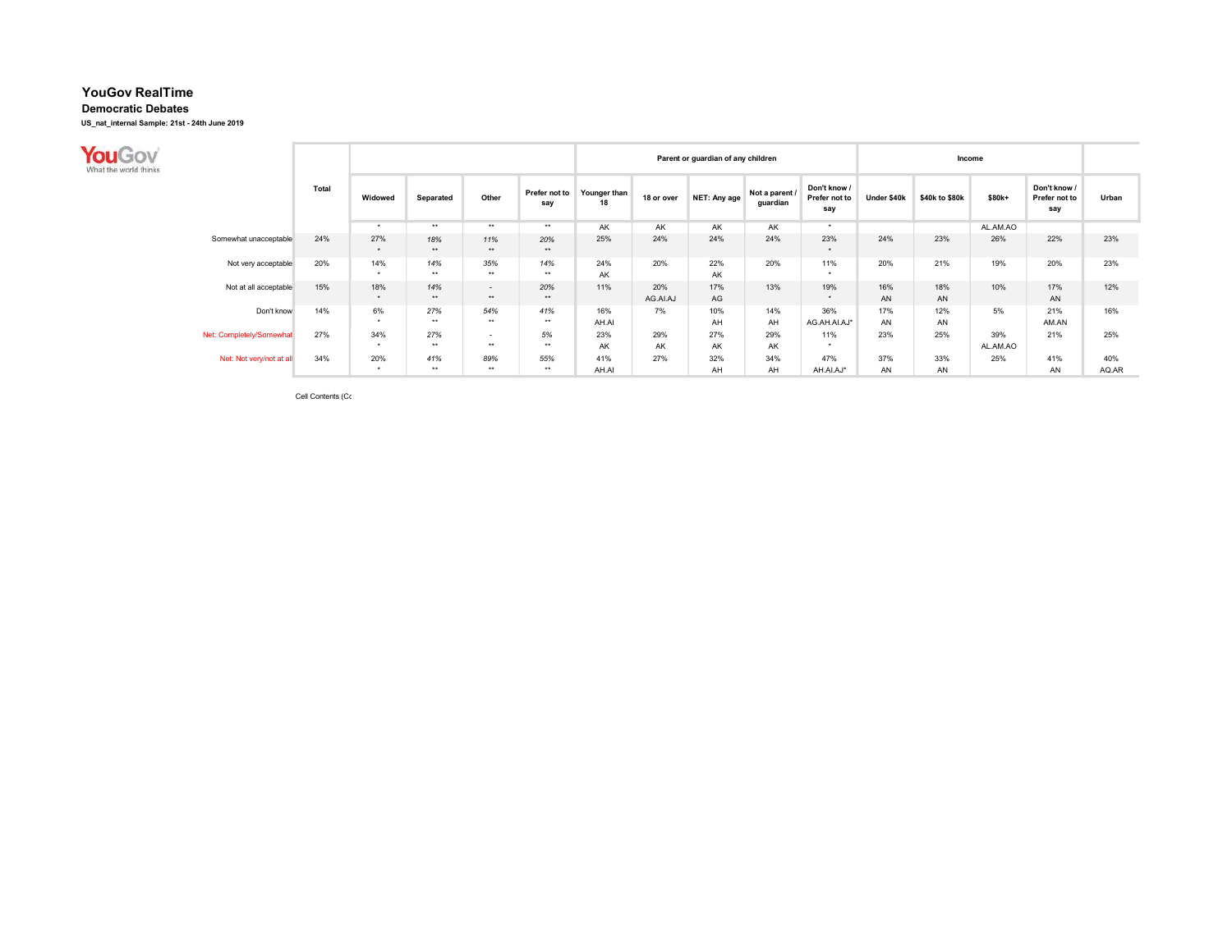# YouGov RealTime

## Democratic Debates

**US_nat_internal Sample: 21st - 24th June 2019**

| | Total | Widowed | Separated | Other | Prefer not to say | Parent or guardian of any children: Younger than 18 | 18 or over | NET: Any age | Not a parent / guardian | Don't know / Prefer not to say | Income: Under $40k | $40k to $80k | $80k+ | Don't know / Prefer not to say | Urban |
|---|---|---|---|---|---|---|---|---|---|---|---|---|---|---|---|
| | | * | ** | ** | ** | AK | AK | AK | AK | * | | | AL.AM.AO | | |
| Somewhat unacceptable | 24% | 27% * | 18% ** | 11% ** | 20% ** | 25% | 24% | 24% | 24% | 23% * | 24% | 23% | 26% | 22% | 23% |
| Not very acceptable | 20% | 14% * | 14% ** | 35% ** | 14% ** | 24% AK | 20% | 22% AK | 20% | 11% * | 20% | 21% | 19% | 20% | 23% |
| Not at all acceptable | 15% | 18% * | 14% ** | - ** | 20% ** | 11% | 20% AG.AI.AJ | 17% AG | 13% | 19% * | 16% AN | 18% AN | 10% | 17% AN | 12% |
| Don't know | 14% | 6% * | 27% ** | 54% ** | 41% ** | 16% AH.AI | 7% | 10% AH | 14% AH | 36% AG.AH.AI.AJ* | 17% AN | 12% AN | 5% | 21% AM.AN | 16% |
| Net: Completely/Somewhat | 27% | 34% * | 27% ** | - ** | 5% ** | 23% AK | 29% AK | 27% AK | 29% AK | 11% * | 23% | 25% | 39% AL.AM.AO | 21% | 25% |
| Net: Not very/not at all | 34% | 20% * | 41% ** | 89% ** | 55% ** | 41% AH.AI | 27% | 32% AH | 34% AH | 47% AH.AI.AJ* | 37% AN | 33% AN | 25% | 41% AN | 40% AQ.AR |

Cell Contents (Cc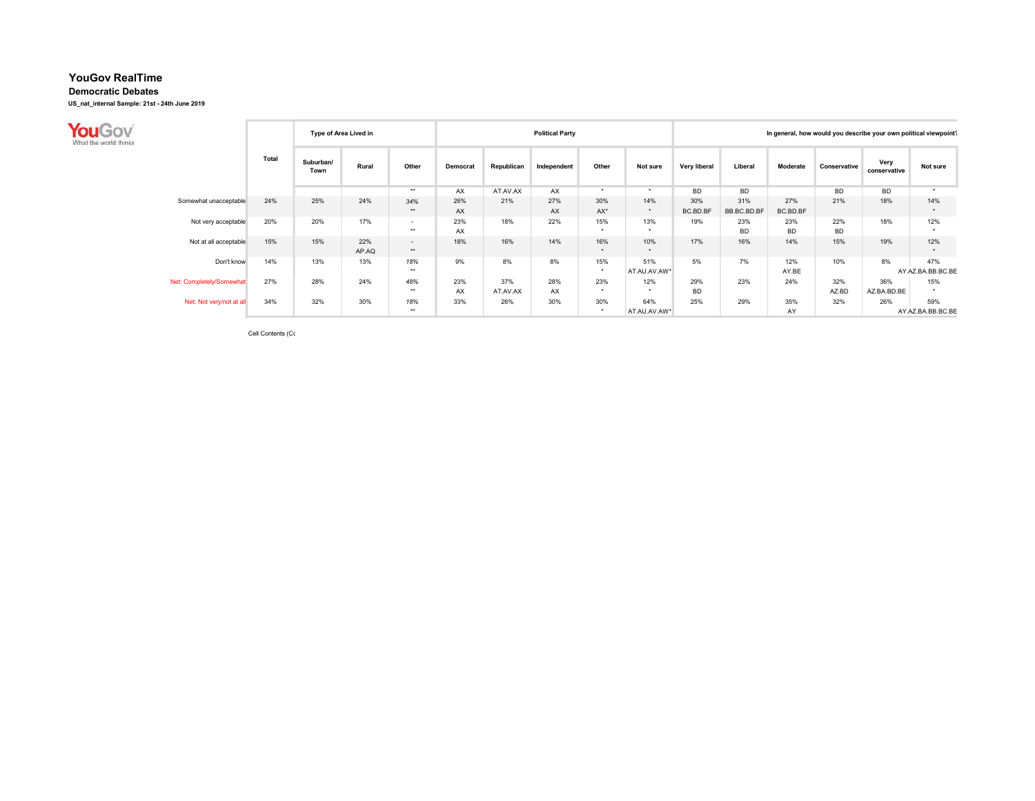# YouGov RealTime

## Democratic Debates

**US_nat_internal Sample: 21st - 24th June 2019**

| | Total | Type of Area Lived in | | | Political Party | | | | | In general, how would you describe your own political viewpoint? | | | | | |
|---|---|---|---|---|---|---|---|---|---|---|---|---|---|---|---|
| | | Suburban/ Town | Rural | Other | Democrat | Republican | Independent | Other | Not sure | Very liberal | Liberal | Moderate | Conservative | Very conservative | Not sure |
| | | | | ** | AX | AT.AV.AX | AX | * | * | BD | BD | | BD | BD | * |
| Somewhat unacceptable | 24% | 25% | 24% | 34% ** | 26% AX | 21% | 27% AX | 30% AX* | 14% * | 30% BC.BD.BF | 31% BB.BC.BD.BF | 27% BC.BD.BF | 21% | 18% | 14% * |
| Not very acceptable | 20% | 20% | 17% | - ** | 23% AX | 18% | 22% | 15% * | 13% * | 19% | 23% BD | 23% BD | 22% BD | 18% | 12% * |
| Not at all acceptable | 15% | 15% | 22% AP.AQ | - ** | 18% | 16% | 14% | 16% * | 10% * | 17% | 16% | 14% | 15% | 19% | 12% * |
| Don't know | 14% | 13% | 13% | 18% ** | 9% | 8% | 8% | 15% * | 51% AT.AU.AV.AW* | 5% | 7% | 12% AY.BE | 10% | 8% | 47% AY.AZ.BA.BB.BC.BE |
| Net: Completely/Somewhat | 27% | 28% | 24% | 48% ** | 23% AX | 37% AT.AV.AX | 28% AX | 23% * | 12% * | 29% BD | 23% | 24% | 32% AZ.BD | 36% AZ.BA.BD.BE | 15% * |
| Net: Not very/not at all | 34% | 32% | 30% | 18% ** | 33% | 26% | 30% | 30% * | 64% AT.AU.AV.AW* | 25% | 29% | 35% AY | 32% | 26% | 59% AY.AZ.BA.BB.BC.BE |

Cell Contents (Cc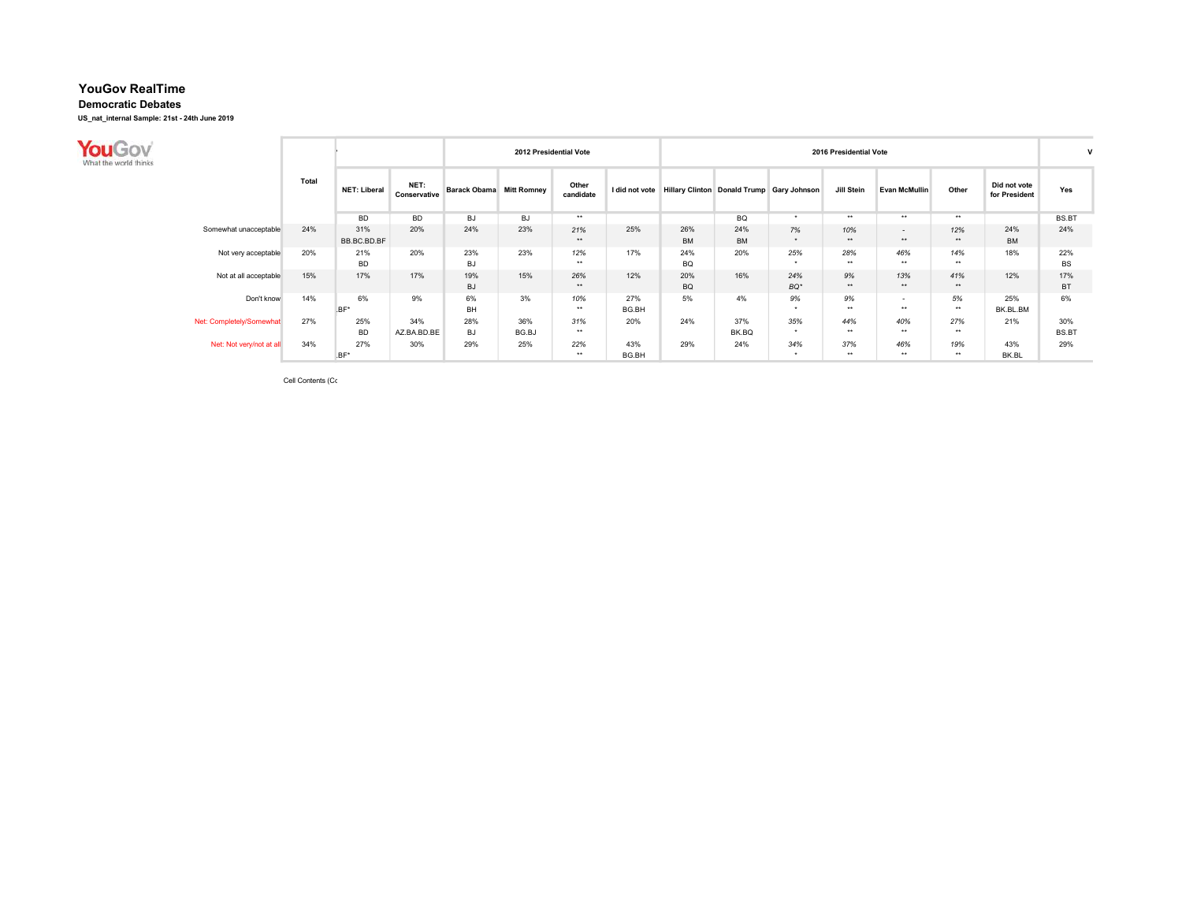# YouGov RealTime

## Democratic Debates

**US_nat_internal Sample: 21st - 24th June 2019**

| | Total | | | 2012 Presidential Vote | | | | 2016 Presidential Vote | | | | | | | V |
|---|---|---|---|---|---|---|---|---|---|---|---|---|---|---|---|
| | | NET: Liberal | NET: Conservative | Barack Obama | Mitt Romney | Other candidate | I did not vote | Hillary Clinton | Donald Trump | Gary Johnson | Jill Stein | Evan McMullin | Other | Did not vote for President | Yes |
| | | BD | BD | BJ | BJ | ** | | | BQ | * | ** | ** | ** | | BS.BT |
| Somewhat unacceptable | 24% | 31% | 20% | 24% | 23% | 21% | 25% | 26% | 24% | 7% | 10% | - | 12% | 24% | 24% |
| | | BB.BC.BD.BF | | | | ** | | BM | BM | * | ** | ** | ** | BM | |
| Not very acceptable | 20% | 21% | 20% | 23% | 23% | 12% | 17% | 24% | 20% | 25% | 28% | 46% | 14% | 18% | 22% |
| | | BD | | BJ | | ** | | BQ | | * | ** | ** | ** | | BS |
| Not at all acceptable | 15% | 17% | 17% | 19% | 15% | 26% | 12% | 20% | 16% | 24% | 9% | 13% | 41% | 12% | 17% |
| | | | | BJ | | ** | | BQ | | BQ* | ** | ** | ** | | BT |
| Don't know | 14% | 6% | 9% | 6% | 3% | 10% | 27% | 5% | 4% | 9% | 9% | - | 5% | 25% | 6% |
| | | .BF* | | BH | | ** | BG.BH | | | * | ** | ** | ** | BK.BL.BM | |
| Net: Completely/Somewhat | 27% | 25% | 34% | 28% | 36% | 31% | 20% | 24% | 37% | 35% | 44% | 40% | 27% | 21% | 30% |
| | | BD | AZ.BA.BD.BE | BJ | BG.BJ | ** | | | BK.BQ | * | ** | ** | ** | | BS.BT |
| Net: Not very/not at all | 34% | 27% | 30% | 29% | 25% | 22% | 43% | 29% | 24% | 34% | 37% | 46% | 19% | 43% | 29% |
| | | .BF* | | | | ** | BG.BH | | | * | ** | ** | ** | BK.BL | |

Cell Contents (Cc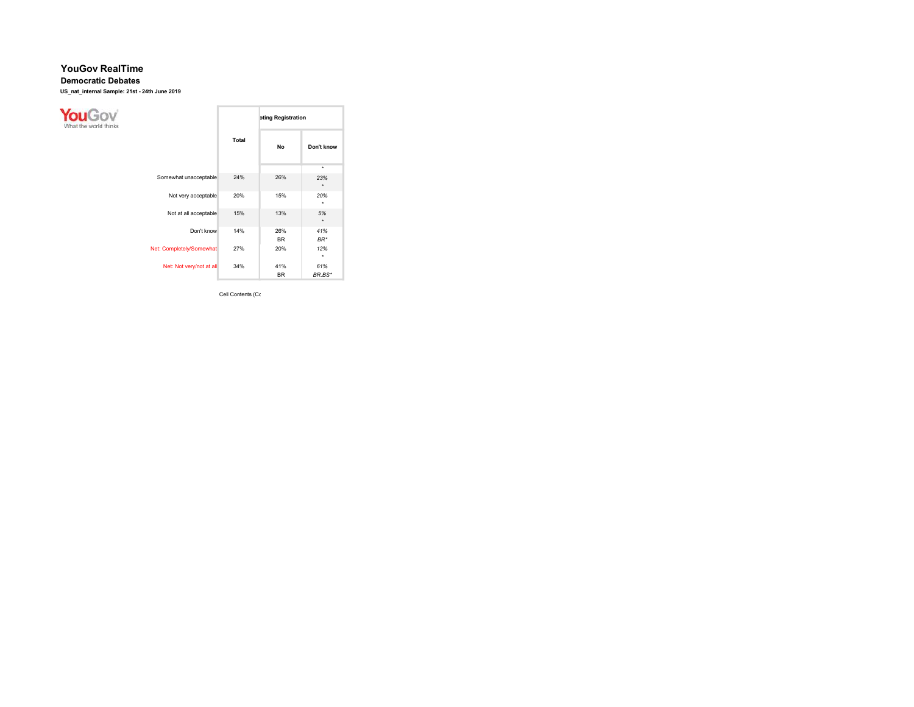# YouGov RealTime

## Democratic Debates

**US_nat_internal Sample: 21st - 24th June 2019**

| | Total | oting Registration | |
|---|---|---|---|
| | | No | Don't know |
| | | | * |
| Somewhat unacceptable | 24% | 26% | *23%* |
| | | | * |
| Not very acceptable | 20% | 15% | *20%* |
| | | | * |
| Not at all acceptable | 15% | 13% | *5%* |
| | | | * |
| Don't know | 14% | 26% | *41%* |
| | | BR | *BR** |
| Net: Completely/Somewhat | 27% | 20% | *12%* |
| | | | * |
| Net: Not very/not at all | 34% | 41% | *61%* |
| | | BR | *BR.BS** |

Cell Contents (Cc